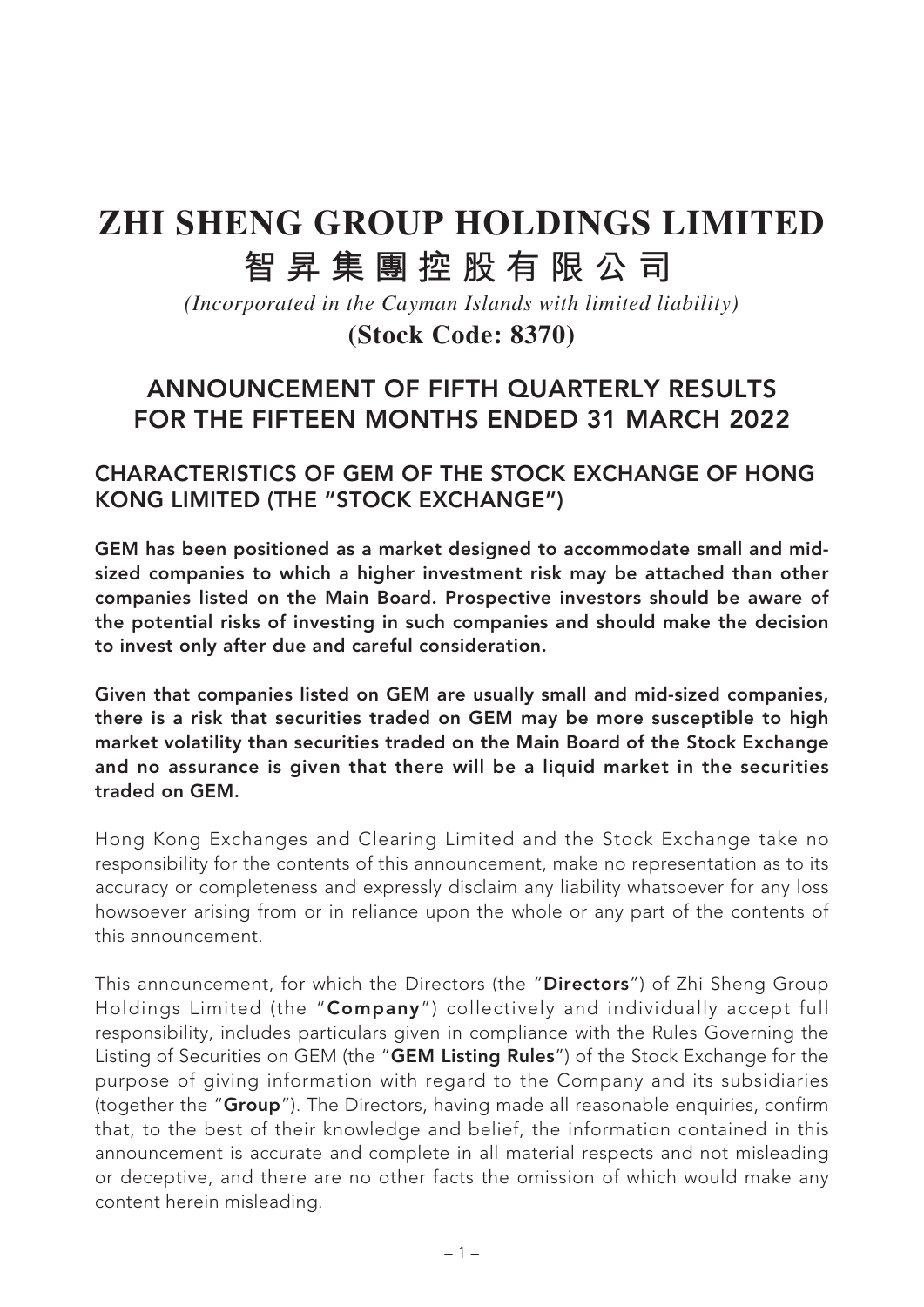# ZHI SHENG GROUP HOLDINGS LIMITED

# 智昇集團控股有限公司

*(Incorporated in the Cayman Islands with limited liability)*

**(Stock Code: 8370)**

## ANNOUNCEMENT OF FIFTH QUARTERLY RESULTS FOR THE FIFTEEN MONTHS ENDED 31 MARCH 2022

### CHARACTERISTICS OF GEM OF THE STOCK EXCHANGE OF HONG KONG LIMITED (THE "STOCK EXCHANGE")

**GEM has been positioned as a market designed to accommodate small and mid-sized companies to which a higher investment risk may be attached than other companies listed on the Main Board. Prospective investors should be aware of the potential risks of investing in such companies and should make the decision to invest only after due and careful consideration.**

**Given that companies listed on GEM are usually small and mid-sized companies, there is a risk that securities traded on GEM may be more susceptible to high market volatility than securities traded on the Main Board of the Stock Exchange and no assurance is given that there will be a liquid market in the securities traded on GEM.**

Hong Kong Exchanges and Clearing Limited and the Stock Exchange take no responsibility for the contents of this announcement, make no representation as to its accuracy or completeness and expressly disclaim any liability whatsoever for any loss howsoever arising from or in reliance upon the whole or any part of the contents of this announcement.

This announcement, for which the Directors (the "**Directors**") of Zhi Sheng Group Holdings Limited (the "**Company**") collectively and individually accept full responsibility, includes particulars given in compliance with the Rules Governing the Listing of Securities on GEM (the "**GEM Listing Rules**") of the Stock Exchange for the purpose of giving information with regard to the Company and its subsidiaries (together the "**Group**"). The Directors, having made all reasonable enquiries, confirm that, to the best of their knowledge and belief, the information contained in this announcement is accurate and complete in all material respects and not misleading or deceptive, and there are no other facts the omission of which would make any content herein misleading.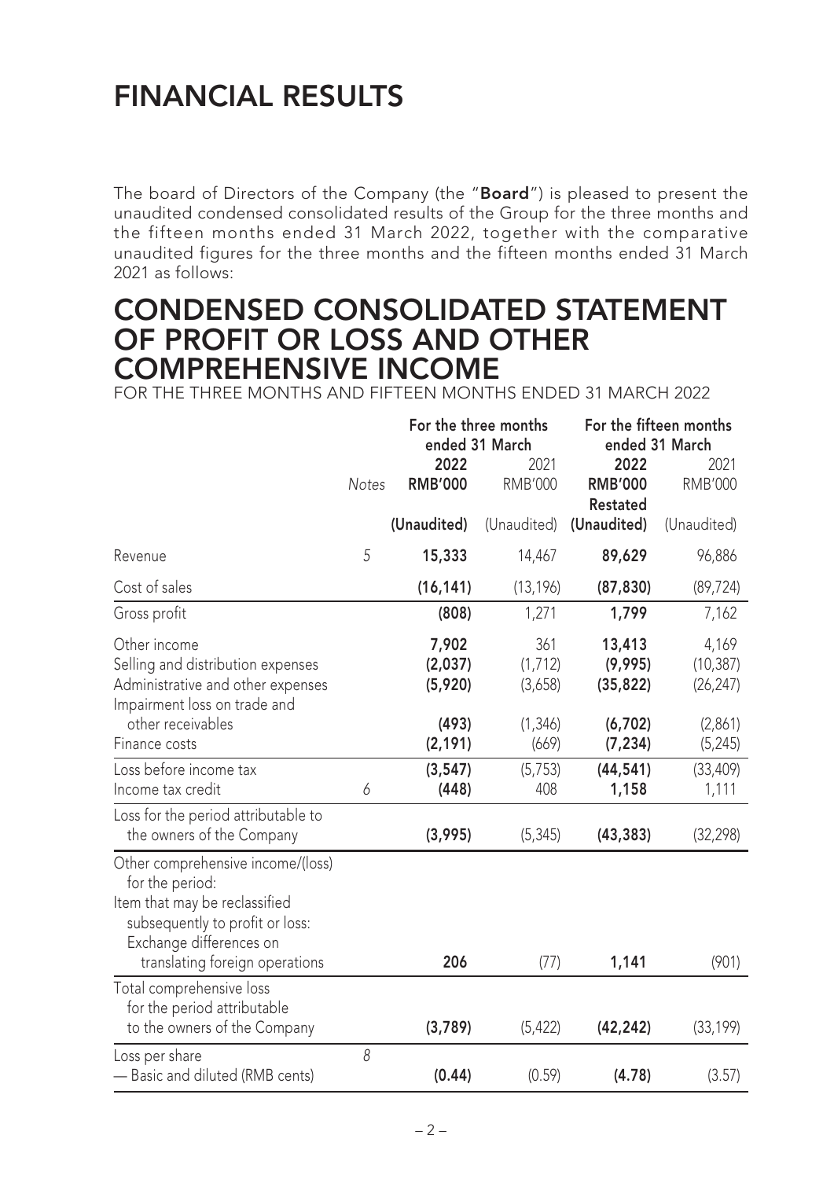# FINANCIAL RESULTS

The board of Directors of the Company (the "**Board**") is pleased to present the unaudited condensed consolidated results of the Group for the three months and the fifteen months ended 31 March 2022, together with the comparative unaudited figures for the three months and the fifteen months ended 31 March 2021 as follows:

# CONDENSED CONSOLIDATED STATEMENT OF PROFIT OR LOSS AND OTHER COMPREHENSIVE INCOME

FOR THE THREE MONTHS AND FIFTEEN MONTHS ENDED 31 MARCH 2022

| | Notes | For the three months ended 31 March | | For the fifteen months ended 31 March | |
|---|---|---|---|---|---|
| | | **2022** | 2021 | **2022** | 2021 |
| | | **RMB'000** | RMB'000 | **RMB'000** | RMB'000 |
| | | | | **Restated** | |
| | | **(Unaudited)** | (Unaudited) | **(Unaudited)** | (Unaudited) |
| Revenue | 5 | **15,333** | 14,467 | **89,629** | 96,886 |
| Cost of sales | | **(16,141)** | (13,196) | **(87,830)** | (89,724) |
| Gross profit | | **(808)** | 1,271 | **1,799** | 7,162 |
| Other income | | **7,902** | 361 | **13,413** | 4,169 |
| Selling and distribution expenses | | **(2,037)** | (1,712) | **(9,995)** | (10,387) |
| Administrative and other expenses | | **(5,920)** | (3,658) | **(35,822)** | (26,247) |
| Impairment loss on trade and other receivables | | **(493)** | (1,346) | **(6,702)** | (2,861) |
| Finance costs | | **(2,191)** | (669) | **(7,234)** | (5,245) |
| Loss before income tax | | **(3,547)** | (5,753) | **(44,541)** | (33,409) |
| Income tax credit | 6 | **(448)** | 408 | **1,158** | 1,111 |
| Loss for the period attributable to the owners of the Company | | **(3,995)** | (5,345) | **(43,383)** | (32,298) |
| Other comprehensive income/(loss) for the period: | | | | | |
| Item that may be reclassified subsequently to profit or loss: | | | | | |
| Exchange differences on translating foreign operations | | **206** | (77) | **1,141** | (901) |
| Total comprehensive loss for the period attributable to the owners of the Company | | **(3,789)** | (5,422) | **(42,242)** | (33,199) |
| Loss per share | 8 | | | | |
| — Basic and diluted (RMB cents) | | **(0.44)** | (0.59) | **(4.78)** | (3.57) |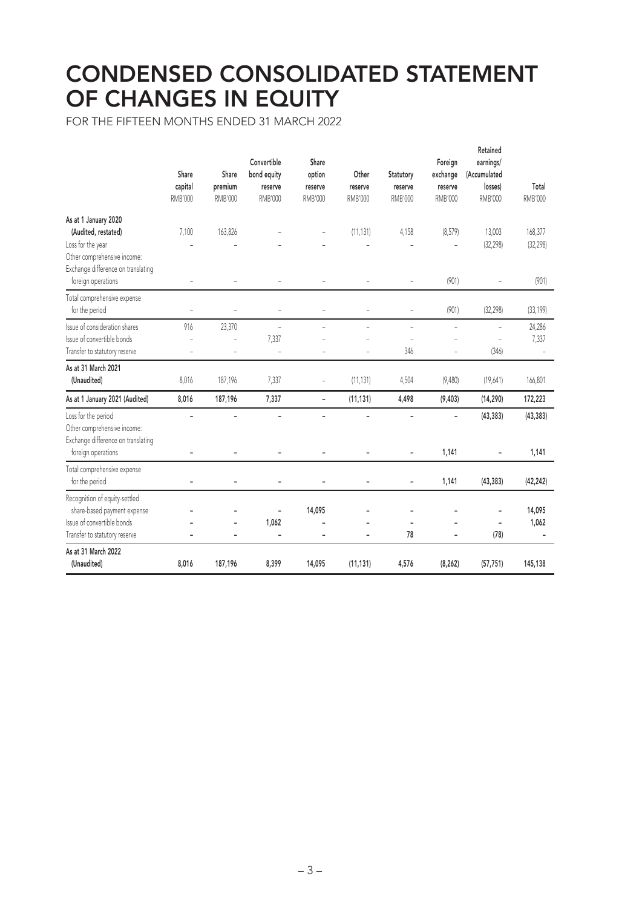# CONDENSED CONSOLIDATED STATEMENT OF CHANGES IN EQUITY

FOR THE FIFTEEN MONTHS ENDED 31 MARCH 2022

| | Share capital RMB'000 | Share premium RMB'000 | Convertible bond equity reserve RMB'000 | Share option reserve RMB'000 | Other reserve RMB'000 | Statutory reserve RMB'000 | Foreign exchange reserve RMB'000 | Retained earnings/ (Accumulated losses) RMB'000 | Total RMB'000 |
|---|---|---|---|---|---|---|---|---|---|
| **As at 1 January 2020 (Audited, restated)** | 7,100 | 163,826 | – | – | (11,131) | 4,158 | (8,579) | 13,003 | 168,377 |
| Loss for the year | – | – | – | – | – | – | – | (32,298) | (32,298) |
| Other comprehensive income: | | | | | | | | | |
| Exchange difference on translating foreign operations | – | – | – | – | – | – | (901) | – | (901) |
| Total comprehensive expense for the period | – | – | – | – | – | – | (901) | (32,298) | (33,199) |
| Issue of consideration shares | 916 | 23,370 | – | – | – | – | – | – | 24,286 |
| Issue of convertible bonds | – | – | 7,337 | – | – | – | – | – | 7,337 |
| Transfer to statutory reserve | – | – | – | – | – | 346 | – | (346) | – |
| **As at 31 March 2021 (Unaudited)** | 8,016 | 187,196 | 7,337 | – | (11,131) | 4,504 | (9,480) | (19,641) | 166,801 |
| **As at 1 January 2021 (Audited)** | **8,016** | **187,196** | **7,337** | **–** | **(11,131)** | **4,498** | **(9,403)** | **(14,290)** | **172,223** |
| Loss for the period | **–** | **–** | **–** | **–** | **–** | **–** | **–** | **(43,383)** | **(43,383)** |
| Other comprehensive income: | | | | | | | | | |
| Exchange difference on translating foreign operations | **–** | **–** | **–** | **–** | **–** | **–** | **1,141** | **–** | **1,141** |
| Total comprehensive expense for the period | **–** | **–** | **–** | **–** | **–** | **–** | **1,141** | **(43,383)** | **(42,242)** |
| Recognition of equity-settled share-based payment expense | **–** | **–** | **–** | **14,095** | **–** | **–** | **–** | **–** | **14,095** |
| Issue of convertible bonds | **–** | **–** | **1,062** | **–** | **–** | **–** | **–** | **–** | **1,062** |
| Transfer to statutory reserve | **–** | **–** | **–** | **–** | **–** | **78** | **–** | **(78)** | **–** |
| **As at 31 March 2022 (Unaudited)** | **8,016** | **187,196** | **8,399** | **14,095** | **(11,131)** | **4,576** | **(8,262)** | **(57,751)** | **145,138** |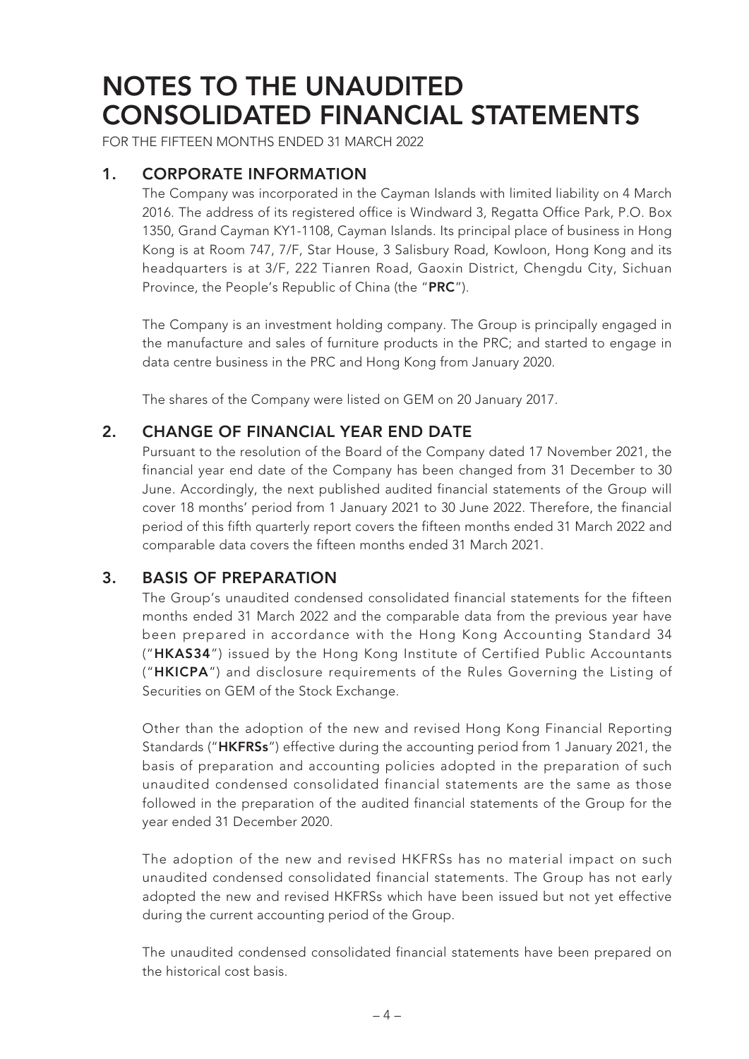# NOTES TO THE UNAUDITED CONSOLIDATED FINANCIAL STATEMENTS

FOR THE FIFTEEN MONTHS ENDED 31 MARCH 2022

## 1. CORPORATE INFORMATION

The Company was incorporated in the Cayman Islands with limited liability on 4 March 2016. The address of its registered office is Windward 3, Regatta Office Park, P.O. Box 1350, Grand Cayman KY1-1108, Cayman Islands. Its principal place of business in Hong Kong is at Room 747, 7/F, Star House, 3 Salisbury Road, Kowloon, Hong Kong and its headquarters is at 3/F, 222 Tianren Road, Gaoxin District, Chengdu City, Sichuan Province, the People's Republic of China (the "**PRC**").

The Company is an investment holding company. The Group is principally engaged in the manufacture and sales of furniture products in the PRC; and started to engage in data centre business in the PRC and Hong Kong from January 2020.

The shares of the Company were listed on GEM on 20 January 2017.

## 2. CHANGE OF FINANCIAL YEAR END DATE

Pursuant to the resolution of the Board of the Company dated 17 November 2021, the financial year end date of the Company has been changed from 31 December to 30 June. Accordingly, the next published audited financial statements of the Group will cover 18 months' period from 1 January 2021 to 30 June 2022. Therefore, the financial period of this fifth quarterly report covers the fifteen months ended 31 March 2022 and comparable data covers the fifteen months ended 31 March 2021.

## 3. BASIS OF PREPARATION

The Group's unaudited condensed consolidated financial statements for the fifteen months ended 31 March 2022 and the comparable data from the previous year have been prepared in accordance with the Hong Kong Accounting Standard 34 ("**HKAS34**") issued by the Hong Kong Institute of Certified Public Accountants ("**HKICPA**") and disclosure requirements of the Rules Governing the Listing of Securities on GEM of the Stock Exchange.

Other than the adoption of the new and revised Hong Kong Financial Reporting Standards ("**HKFRSs**") effective during the accounting period from 1 January 2021, the basis of preparation and accounting policies adopted in the preparation of such unaudited condensed consolidated financial statements are the same as those followed in the preparation of the audited financial statements of the Group for the year ended 31 December 2020.

The adoption of the new and revised HKFRSs has no material impact on such unaudited condensed consolidated financial statements. The Group has not early adopted the new and revised HKFRSs which have been issued but not yet effective during the current accounting period of the Group.

The unaudited condensed consolidated financial statements have been prepared on the historical cost basis.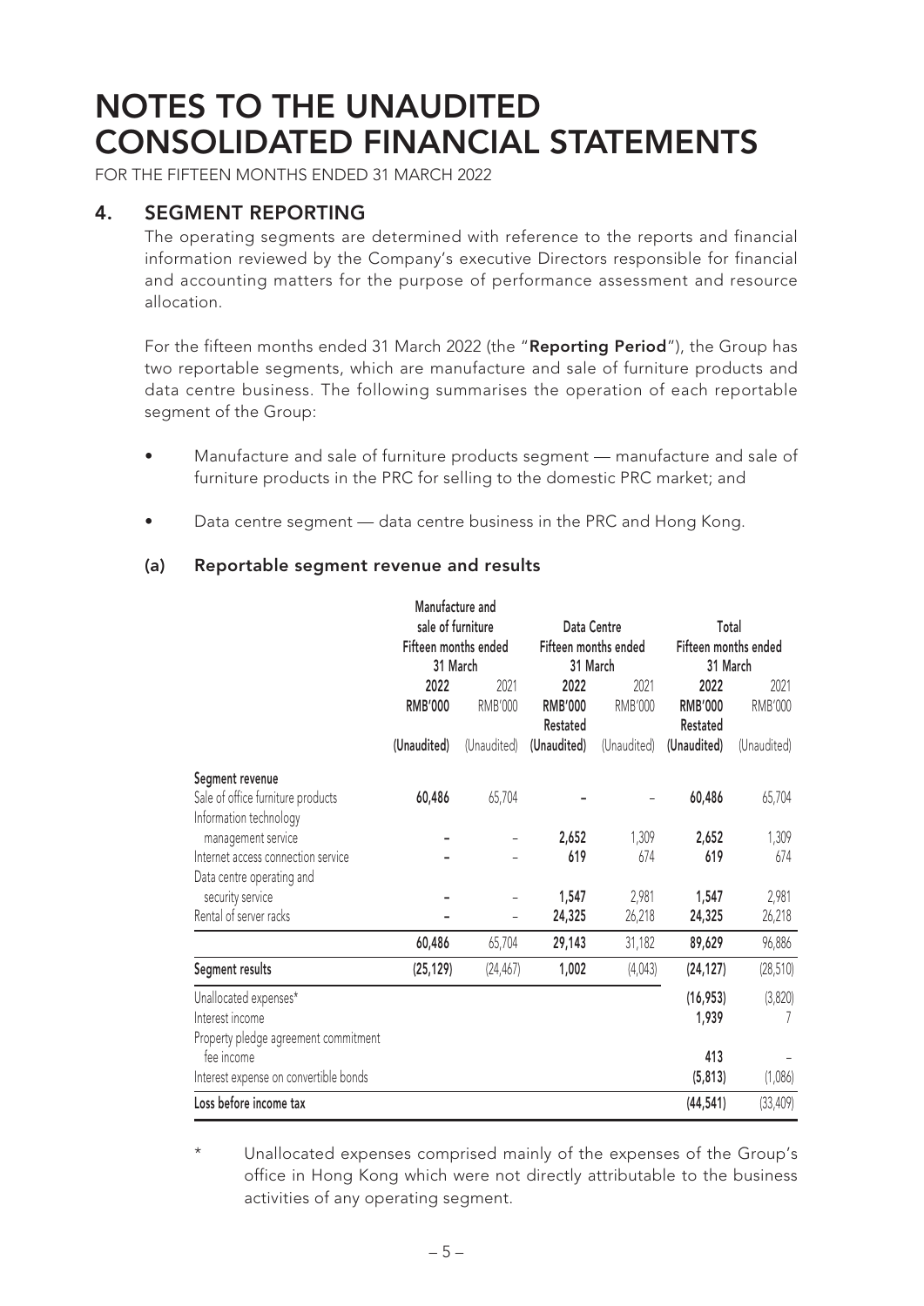# NOTES TO THE UNAUDITED CONSOLIDATED FINANCIAL STATEMENTS

FOR THE FIFTEEN MONTHS ENDED 31 MARCH 2022

## 4. SEGMENT REPORTING

The operating segments are determined with reference to the reports and financial information reviewed by the Company's executive Directors responsible for financial and accounting matters for the purpose of performance assessment and resource allocation.

For the fifteen months ended 31 March 2022 (the "**Reporting Period**"), the Group has two reportable segments, which are manufacture and sale of furniture products and data centre business. The following summarises the operation of each reportable segment of the Group:

- Manufacture and sale of furniture products segment — manufacture and sale of furniture products in the PRC for selling to the domestic PRC market; and
- Data centre segment — data centre business in the PRC and Hong Kong.

### (a) Reportable segment revenue and results

| | Manufacture and sale of furniture Fifteen months ended 31 March | | Data Centre Fifteen months ended 31 March | | Total Fifteen months ended 31 March | |
|---|---|---|---|---|---|---|
| | **2022** | 2021 | **2022** | 2021 | **2022** | 2021 |
| | **RMB'000** | RMB'000 | **RMB'000 Restated** | RMB'000 | **RMB'000 Restated** | RMB'000 |
| | **(Unaudited)** | (Unaudited) | **(Unaudited)** | (Unaudited) | **(Unaudited)** | (Unaudited) |
| **Segment revenue** | | | | | | |
| Sale of office furniture products | **60,486** | 65,704 | **–** | – | **60,486** | 65,704 |
| Information technology management service | **–** | – | **2,652** | 1,309 | **2,652** | 1,309 |
| Internet access connection service | **–** | – | **619** | 674 | **619** | 674 |
| Data centre operating and security service | **–** | – | **1,547** | 2,981 | **1,547** | 2,981 |
| Rental of server racks | **–** | – | **24,325** | 26,218 | **24,325** | 26,218 |
| | **60,486** | 65,704 | **29,143** | 31,182 | **89,629** | 96,886 |
| **Segment results** | **(25,129)** | (24,467) | **1,002** | (4,043) | **(24,127)** | (28,510) |
| Unallocated expenses* | | | | | **(16,953)** | (3,820) |
| Interest income | | | | | **1,939** | 7 |
| Property pledge agreement commitment fee income | | | | | **413** | – |
| Interest expense on convertible bonds | | | | | **(5,813)** | (1,086) |
| **Loss before income tax** | | | | | **(44,541)** | (33,409) |

\* Unallocated expenses comprised mainly of the expenses of the Group's office in Hong Kong which were not directly attributable to the business activities of any operating segment.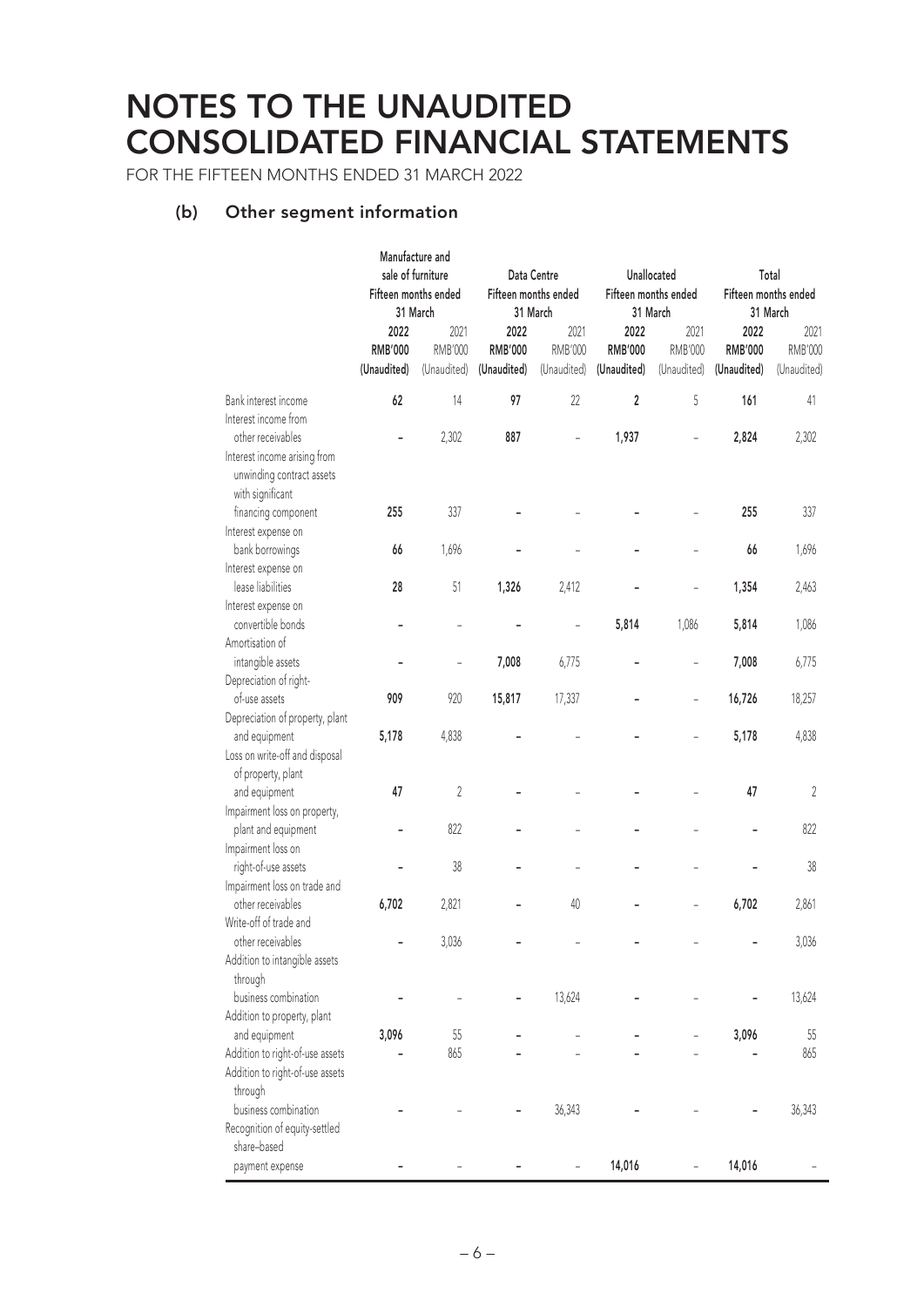# NOTES TO THE UNAUDITED CONSOLIDATED FINANCIAL STATEMENTS

FOR THE FIFTEEN MONTHS ENDED 31 MARCH 2022

## (b) Other segment information

| | Manufacture and sale of furniture Fifteen months ended 31 March | | Data Centre Fifteen months ended 31 March | | Unallocated Fifteen months ended 31 March | | Total Fifteen months ended 31 March | |
|---|---|---|---|---|---|---|---|---|
| | **2022** | 2021 | **2022** | 2021 | **2022** | 2021 | **2022** | 2021 |
| | **RMB'000** | RMB'000 | **RMB'000** | RMB'000 | **RMB'000** | RMB'000 | **RMB'000** | RMB'000 |
| | **(Unaudited)** | (Unaudited) | **(Unaudited)** | (Unaudited) | **(Unaudited)** | (Unaudited) | **(Unaudited)** | (Unaudited) |
| Bank interest income | **62** | 14 | **97** | 22 | **2** | 5 | **161** | 41 |
| Interest income from other receivables | **–** | 2,302 | **887** | – | **1,937** | – | **2,824** | 2,302 |
| Interest income arising from unwinding contract assets with significant financing component | **255** | 337 | **–** | – | **–** | – | **255** | 337 |
| Interest expense on bank borrowings | **66** | 1,696 | **–** | – | **–** | – | **66** | 1,696 |
| Interest expense on lease liabilities | **28** | 51 | **1,326** | 2,412 | **–** | – | **1,354** | 2,463 |
| Interest expense on convertible bonds | **–** | – | **–** | – | **5,814** | 1,086 | **5,814** | 1,086 |
| Amortisation of intangible assets | **–** | – | **7,008** | 6,775 | **–** | – | **7,008** | 6,775 |
| Depreciation of right-of-use assets | **909** | 920 | **15,817** | 17,337 | **–** | – | **16,726** | 18,257 |
| Depreciation of property, plant and equipment | **5,178** | 4,838 | **–** | – | **–** | – | **5,178** | 4,838 |
| Loss on write-off and disposal of property, plant and equipment | **47** | 2 | **–** | – | **–** | – | **47** | 2 |
| Impairment loss on property, plant and equipment | **–** | 822 | **–** | – | **–** | – | **–** | 822 |
| Impairment loss on right-of-use assets | **–** | 38 | **–** | – | **–** | – | **–** | 38 |
| Impairment loss on trade and other receivables | **6,702** | 2,821 | **–** | 40 | **–** | – | **6,702** | 2,861 |
| Write-off of trade and other receivables | **–** | 3,036 | **–** | – | **–** | – | **–** | 3,036 |
| Addition to intangible assets through business combination | **–** | – | **–** | 13,624 | **–** | – | **–** | 13,624 |
| Addition to property, plant and equipment | **3,096** | 55 | **–** | – | **–** | – | **3,096** | 55 |
| Addition to right-of-use assets | **–** | 865 | **–** | – | **–** | – | **–** | 865 |
| Addition to right-of-use assets through business combination | **–** | – | **–** | 36,343 | **–** | – | **–** | 36,343 |
| Recognition of equity-settled share–based payment expense | **–** | – | **–** | – | **14,016** | – | **14,016** | – |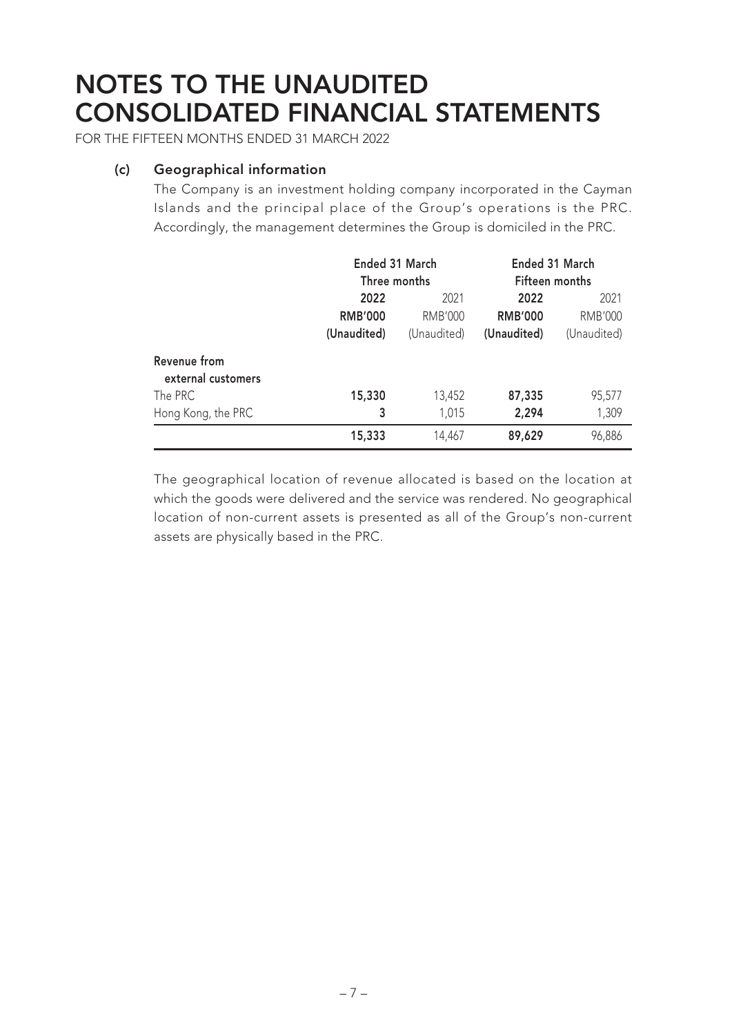# NOTES TO THE UNAUDITED CONSOLIDATED FINANCIAL STATEMENTS

FOR THE FIFTEEN MONTHS ENDED 31 MARCH 2022

## (c) Geographical information

The Company is an investment holding company incorporated in the Cayman Islands and the principal place of the Group's operations is the PRC. Accordingly, the management determines the Group is domiciled in the PRC.

| | Ended 31 March Three months | | Ended 31 March Fifteen months | |
|---|---|---|---|---|
| | **2022** | 2021 | **2022** | 2021 |
| | **RMB'000** | RMB'000 | **RMB'000** | RMB'000 |
| | **(Unaudited)** | (Unaudited) | **(Unaudited)** | (Unaudited) |
| **Revenue from external customers** | | | | |
| The PRC | **15,330** | 13,452 | **87,335** | 95,577 |
| Hong Kong, the PRC | **3** | 1,015 | **2,294** | 1,309 |
| | **15,333** | 14,467 | **89,629** | 96,886 |

The geographical location of revenue allocated is based on the location at which the goods were delivered and the service was rendered. No geographical location of non-current assets is presented as all of the Group's non-current assets are physically based in the PRC.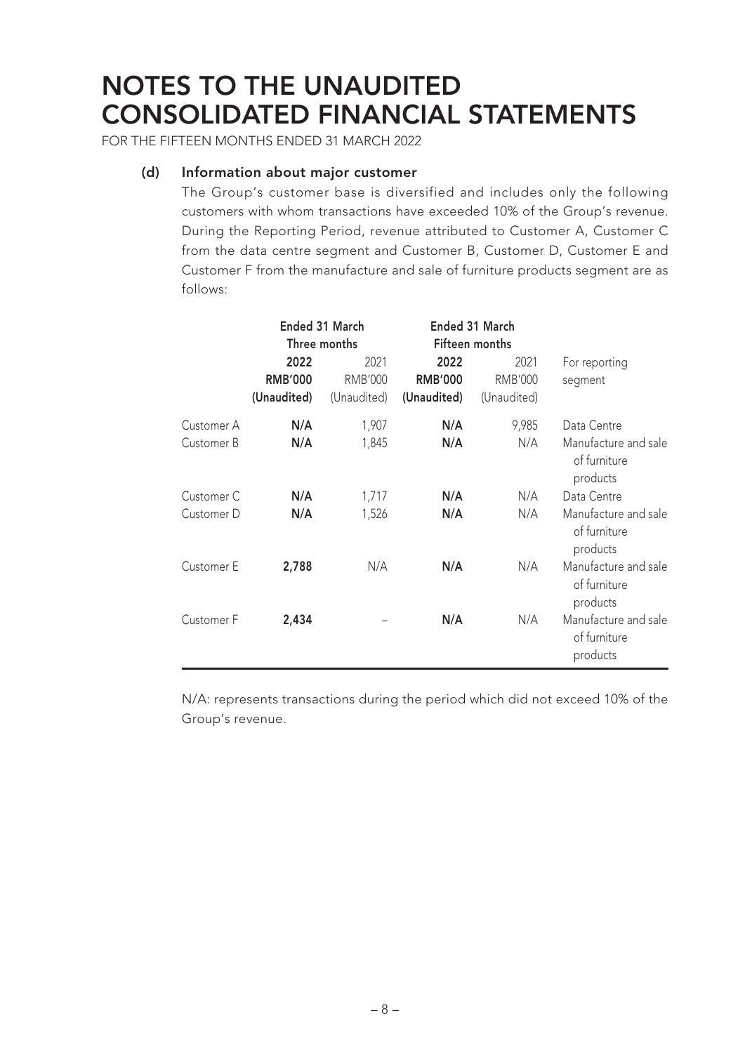# NOTES TO THE UNAUDITED CONSOLIDATED FINANCIAL STATEMENTS

FOR THE FIFTEEN MONTHS ENDED 31 MARCH 2022

**(d) Information about major customer**

The Group's customer base is diversified and includes only the following customers with whom transactions have exceeded 10% of the Group's revenue. During the Reporting Period, revenue attributed to Customer A, Customer C from the data centre segment and Customer B, Customer D, Customer E and Customer F from the manufacture and sale of furniture products segment are as follows:

| | **Ended 31 March Three months** | | **Ended 31 March Fifteen months** | | |
|---|---|---|---|---|---|
| | **2022** | 2021 | **2022** | 2021 | For reporting |
| | **RMB'000** | RMB'000 | **RMB'000** | RMB'000 | segment |
| | **(Unaudited)** | (Unaudited) | **(Unaudited)** | (Unaudited) | |
| Customer A | **N/A** | 1,907 | **N/A** | 9,985 | Data Centre |
| Customer B | **N/A** | 1,845 | **N/A** | N/A | Manufacture and sale of furniture products |
| Customer C | **N/A** | 1,717 | **N/A** | N/A | Data Centre |
| Customer D | **N/A** | 1,526 | **N/A** | N/A | Manufacture and sale of furniture products |
| Customer E | **2,788** | N/A | **N/A** | N/A | Manufacture and sale of furniture products |
| Customer F | **2,434** | – | **N/A** | N/A | Manufacture and sale of furniture products |

N/A: represents transactions during the period which did not exceed 10% of the Group's revenue.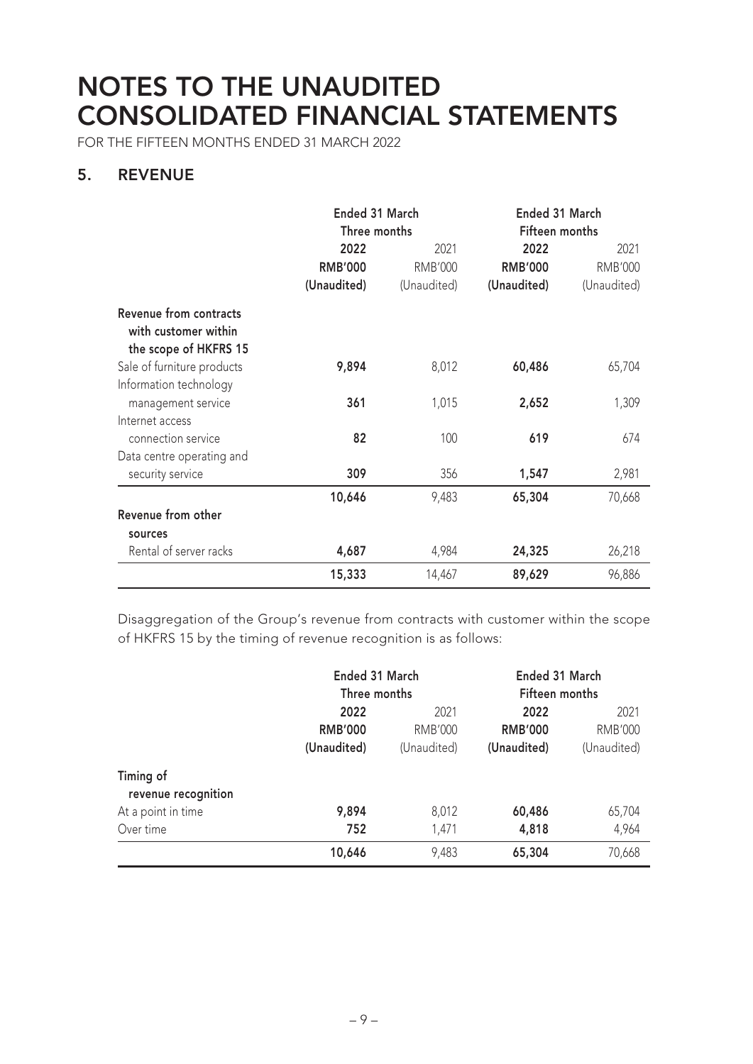# NOTES TO THE UNAUDITED CONSOLIDATED FINANCIAL STATEMENTS

FOR THE FIFTEEN MONTHS ENDED 31 MARCH 2022

## 5. REVENUE

| | Ended 31 March Three months | | Ended 31 March Fifteen months | |
|---|---|---|---|---|
| | **2022** | 2021 | **2022** | 2021 |
| | **RMB'000** | RMB'000 | **RMB'000** | RMB'000 |
| | **(Unaudited)** | (Unaudited) | **(Unaudited)** | (Unaudited) |
| **Revenue from contracts with customer within the scope of HKFRS 15** | | | | |
| Sale of furniture products | **9,894** | 8,012 | **60,486** | 65,704 |
| Information technology management service | **361** | 1,015 | **2,652** | 1,309 |
| Internet access connection service | **82** | 100 | **619** | 674 |
| Data centre operating and security service | **309** | 356 | **1,547** | 2,981 |
| | **10,646** | 9,483 | **65,304** | 70,668 |
| **Revenue from other sources** | | | | |
| Rental of server racks | **4,687** | 4,984 | **24,325** | 26,218 |
| | **15,333** | 14,467 | **89,629** | 96,886 |

Disaggregation of the Group's revenue from contracts with customer within the scope of HKFRS 15 by the timing of revenue recognition is as follows:

| | Ended 31 March Three months | | Ended 31 March Fifteen months | |
|---|---|---|---|---|
| | **2022** | 2021 | **2022** | 2021 |
| | **RMB'000** | RMB'000 | **RMB'000** | RMB'000 |
| | **(Unaudited)** | (Unaudited) | **(Unaudited)** | (Unaudited) |
| **Timing of revenue recognition** | | | | |
| At a point in time | **9,894** | 8,012 | **60,486** | 65,704 |
| Over time | **752** | 1,471 | **4,818** | 4,964 |
| | **10,646** | 9,483 | **65,304** | 70,668 |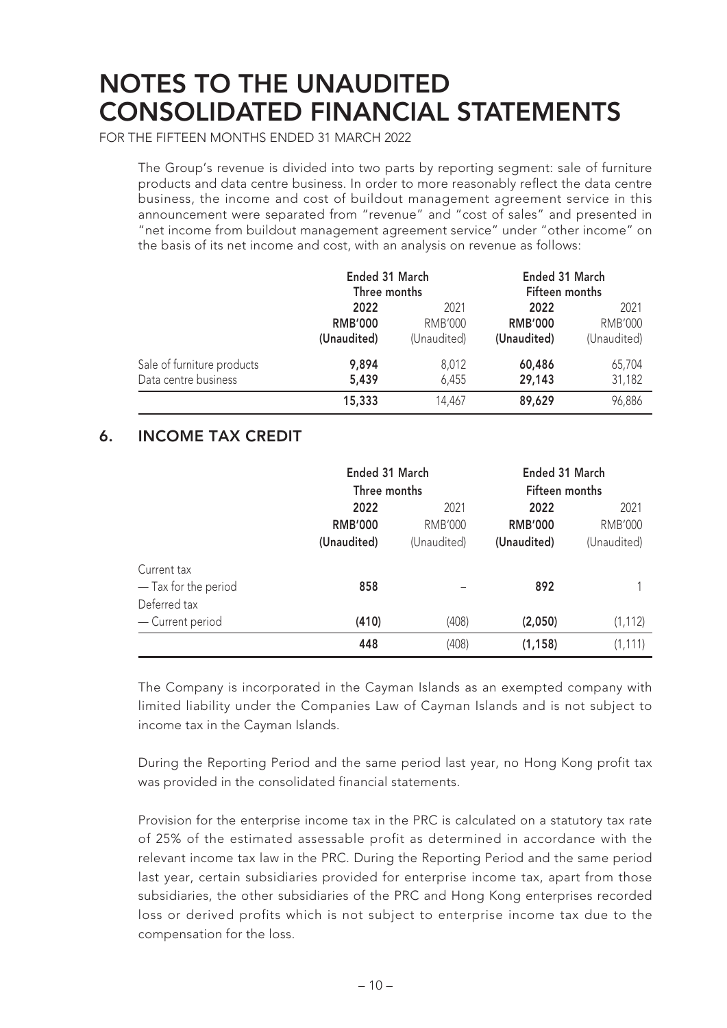# NOTES TO THE UNAUDITED CONSOLIDATED FINANCIAL STATEMENTS

FOR THE FIFTEEN MONTHS ENDED 31 MARCH 2022

The Group's revenue is divided into two parts by reporting segment: sale of furniture products and data centre business. In order to more reasonably reflect the data centre business, the income and cost of buildout management agreement service in this announcement were separated from "revenue" and "cost of sales" and presented in "net income from buildout management agreement service" under "other income" on the basis of its net income and cost, with an analysis on revenue as follows:

| | Ended 31 March Three months | | Ended 31 March Fifteen months | |
|---|---|---|---|---|
| | **2022** | 2021 | **2022** | 2021 |
| | **RMB'000** | RMB'000 | **RMB'000** | RMB'000 |
| | **(Unaudited)** | (Unaudited) | **(Unaudited)** | (Unaudited) |
| Sale of furniture products | **9,894** | 8,012 | **60,486** | 65,704 |
| Data centre business | **5,439** | 6,455 | **29,143** | 31,182 |
| | **15,333** | 14,467 | **89,629** | 96,886 |

## 6. INCOME TAX CREDIT

| | Ended 31 March Three months | | Ended 31 March Fifteen months | |
|---|---|---|---|---|
| | **2022** | 2021 | **2022** | 2021 |
| | **RMB'000** | RMB'000 | **RMB'000** | RMB'000 |
| | **(Unaudited)** | (Unaudited) | **(Unaudited)** | (Unaudited) |
| Current tax | | | | |
| — Tax for the period | **858** | – | **892** | 1 |
| Deferred tax | | | | |
| — Current period | **(410)** | (408) | **(2,050)** | (1,112) |
| | **448** | (408) | **(1,158)** | (1,111) |

The Company is incorporated in the Cayman Islands as an exempted company with limited liability under the Companies Law of Cayman Islands and is not subject to income tax in the Cayman Islands.

During the Reporting Period and the same period last year, no Hong Kong profit tax was provided in the consolidated financial statements.

Provision for the enterprise income tax in the PRC is calculated on a statutory tax rate of 25% of the estimated assessable profit as determined in accordance with the relevant income tax law in the PRC. During the Reporting Period and the same period last year, certain subsidiaries provided for enterprise income tax, apart from those subsidiaries, the other subsidiaries of the PRC and Hong Kong enterprises recorded loss or derived profits which is not subject to enterprise income tax due to the compensation for the loss.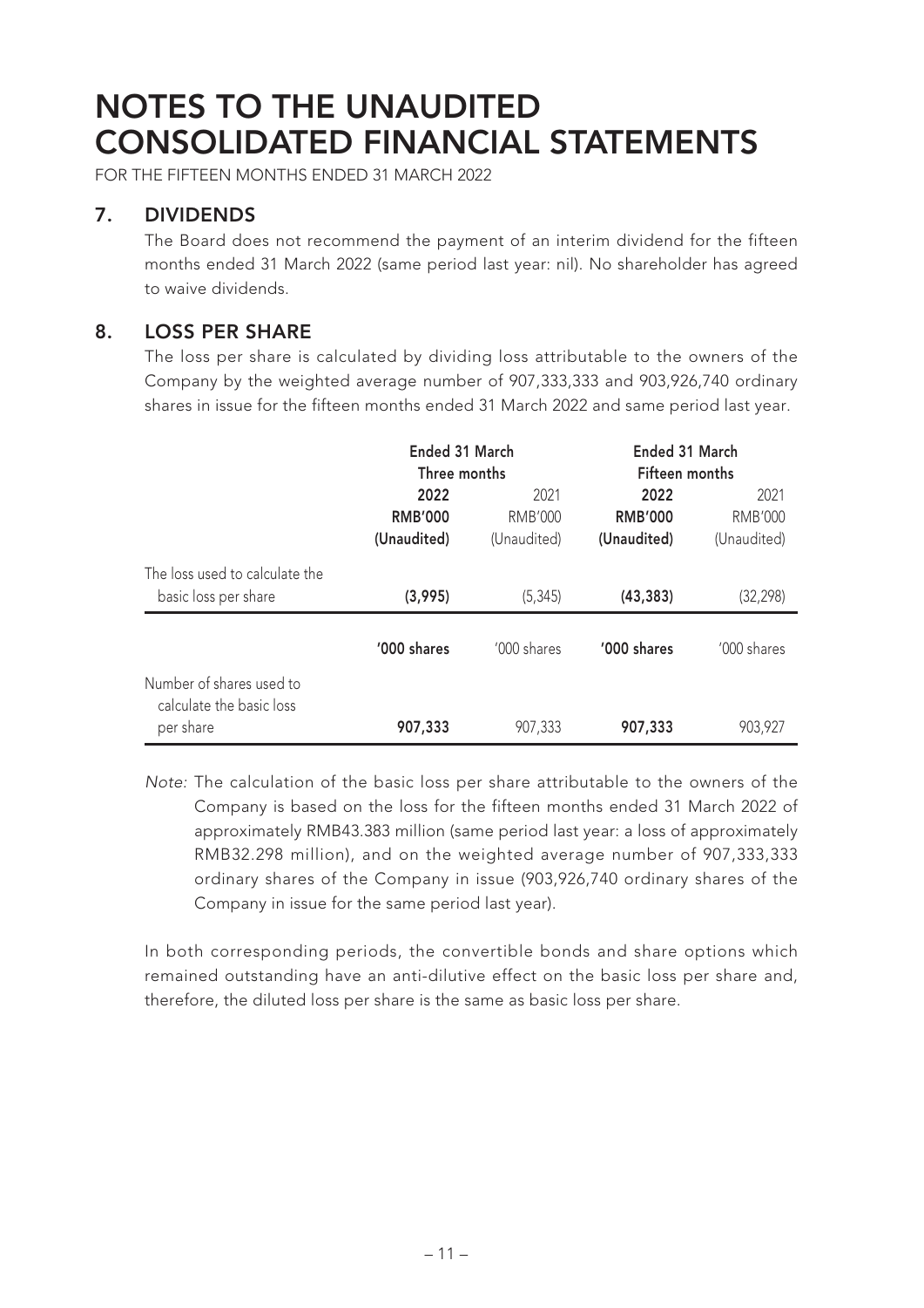# NOTES TO THE UNAUDITED CONSOLIDATED FINANCIAL STATEMENTS

FOR THE FIFTEEN MONTHS ENDED 31 MARCH 2022

## 7. DIVIDENDS

The Board does not recommend the payment of an interim dividend for the fifteen months ended 31 March 2022 (same period last year: nil). No shareholder has agreed to waive dividends.

## 8. LOSS PER SHARE

The loss per share is calculated by dividing loss attributable to the owners of the Company by the weighted average number of 907,333,333 and 903,926,740 ordinary shares in issue for the fifteen months ended 31 March 2022 and same period last year.

| | Ended 31 March Three months | | Ended 31 March Fifteen months | |
|---|---|---|---|---|
| | **2022** | 2021 | **2022** | 2021 |
| | **RMB'000** | RMB'000 | **RMB'000** | RMB'000 |
| | **(Unaudited)** | (Unaudited) | **(Unaudited)** | (Unaudited) |
| The loss used to calculate the basic loss per share | **(3,995)** | (5,345) | **(43,383)** | (32,298) |
| | **'000 shares** | '000 shares | **'000 shares** | '000 shares |
| Number of shares used to calculate the basic loss per share | **907,333** | 907,333 | **907,333** | 903,927 |

*Note:* The calculation of the basic loss per share attributable to the owners of the Company is based on the loss for the fifteen months ended 31 March 2022 of approximately RMB43.383 million (same period last year: a loss of approximately RMB32.298 million), and on the weighted average number of 907,333,333 ordinary shares of the Company in issue (903,926,740 ordinary shares of the Company in issue for the same period last year).

In both corresponding periods, the convertible bonds and share options which remained outstanding have an anti-dilutive effect on the basic loss per share and, therefore, the diluted loss per share is the same as basic loss per share.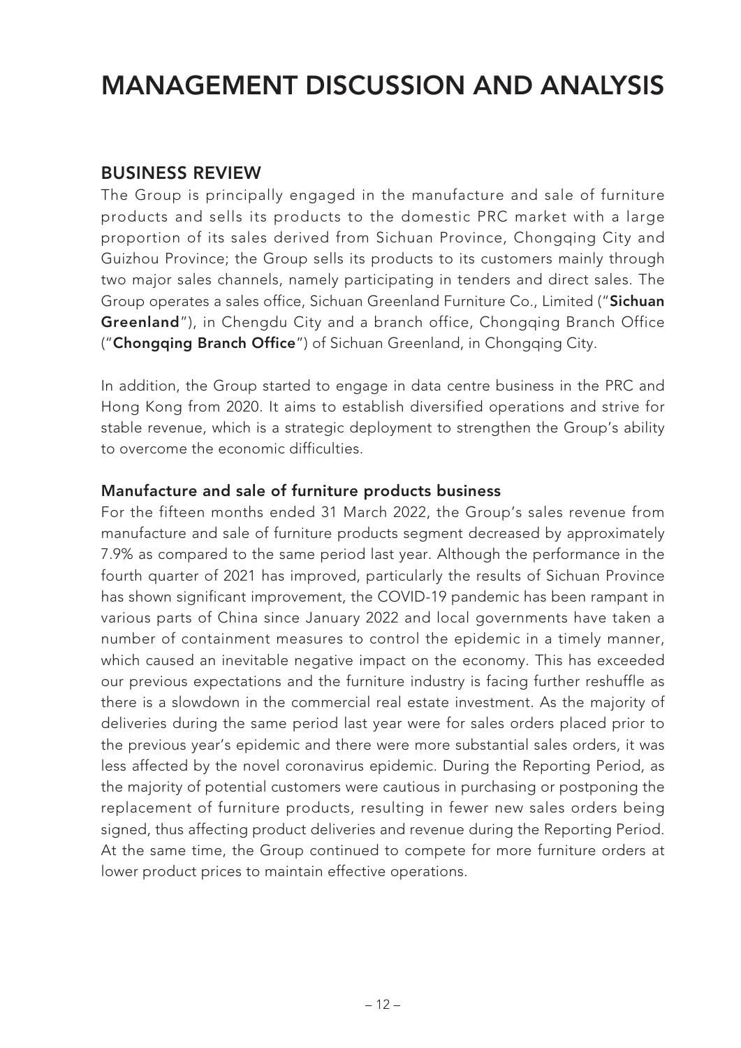# MANAGEMENT DISCUSSION AND ANALYSIS

## BUSINESS REVIEW

The Group is principally engaged in the manufacture and sale of furniture products and sells its products to the domestic PRC market with a large proportion of its sales derived from Sichuan Province, Chongqing City and Guizhou Province; the Group sells its products to its customers mainly through two major sales channels, namely participating in tenders and direct sales. The Group operates a sales office, Sichuan Greenland Furniture Co., Limited ("**Sichuan Greenland**"), in Chengdu City and a branch office, Chongqing Branch Office ("**Chongqing Branch Office**") of Sichuan Greenland, in Chongqing City.

In addition, the Group started to engage in data centre business in the PRC and Hong Kong from 2020. It aims to establish diversified operations and strive for stable revenue, which is a strategic deployment to strengthen the Group's ability to overcome the economic difficulties.

### Manufacture and sale of furniture products business

For the fifteen months ended 31 March 2022, the Group's sales revenue from manufacture and sale of furniture products segment decreased by approximately 7.9% as compared to the same period last year. Although the performance in the fourth quarter of 2021 has improved, particularly the results of Sichuan Province has shown significant improvement, the COVID-19 pandemic has been rampant in various parts of China since January 2022 and local governments have taken a number of containment measures to control the epidemic in a timely manner, which caused an inevitable negative impact on the economy. This has exceeded our previous expectations and the furniture industry is facing further reshuffle as there is a slowdown in the commercial real estate investment. As the majority of deliveries during the same period last year were for sales orders placed prior to the previous year's epidemic and there were more substantial sales orders, it was less affected by the novel coronavirus epidemic. During the Reporting Period, as the majority of potential customers were cautious in purchasing or postponing the replacement of furniture products, resulting in fewer new sales orders being signed, thus affecting product deliveries and revenue during the Reporting Period. At the same time, the Group continued to compete for more furniture orders at lower product prices to maintain effective operations.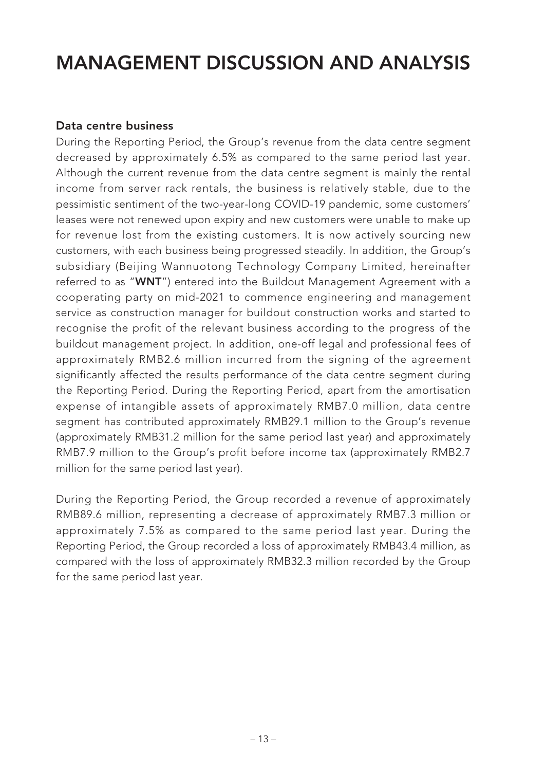# MANAGEMENT DISCUSSION AND ANALYSIS

**Data centre business**

During the Reporting Period, the Group's revenue from the data centre segment decreased by approximately 6.5% as compared to the same period last year. Although the current revenue from the data centre segment is mainly the rental income from server rack rentals, the business is relatively stable, due to the pessimistic sentiment of the two-year-long COVID-19 pandemic, some customers' leases were not renewed upon expiry and new customers were unable to make up for revenue lost from the existing customers. It is now actively sourcing new customers, with each business being progressed steadily. In addition, the Group's subsidiary (Beijing Wannuotong Technology Company Limited, hereinafter referred to as "**WNT**") entered into the Buildout Management Agreement with a cooperating party on mid-2021 to commence engineering and management service as construction manager for buildout construction works and started to recognise the profit of the relevant business according to the progress of the buildout management project. In addition, one-off legal and professional fees of approximately RMB2.6 million incurred from the signing of the agreement significantly affected the results performance of the data centre segment during the Reporting Period. During the Reporting Period, apart from the amortisation expense of intangible assets of approximately RMB7.0 million, data centre segment has contributed approximately RMB29.1 million to the Group's revenue (approximately RMB31.2 million for the same period last year) and approximately RMB7.9 million to the Group's profit before income tax (approximately RMB2.7 million for the same period last year).

During the Reporting Period, the Group recorded a revenue of approximately RMB89.6 million, representing a decrease of approximately RMB7.3 million or approximately 7.5% as compared to the same period last year. During the Reporting Period, the Group recorded a loss of approximately RMB43.4 million, as compared with the loss of approximately RMB32.3 million recorded by the Group for the same period last year.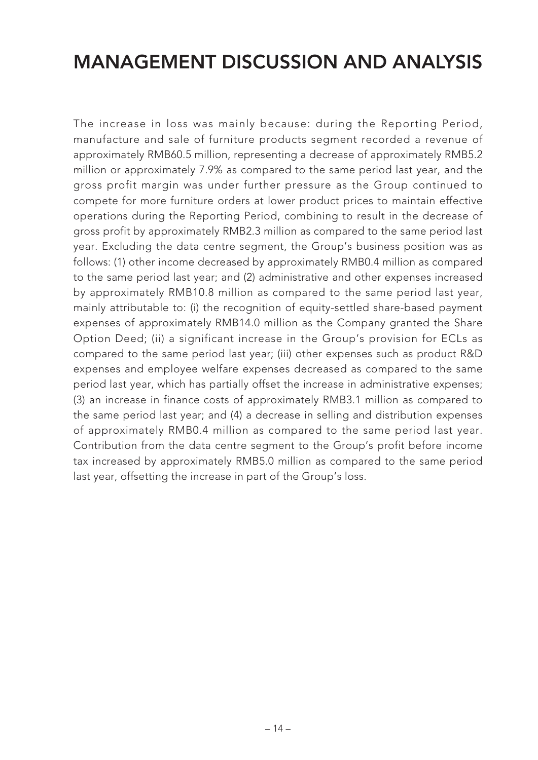# MANAGEMENT DISCUSSION AND ANALYSIS

The increase in loss was mainly because: during the Reporting Period, manufacture and sale of furniture products segment recorded a revenue of approximately RMB60.5 million, representing a decrease of approximately RMB5.2 million or approximately 7.9% as compared to the same period last year, and the gross profit margin was under further pressure as the Group continued to compete for more furniture orders at lower product prices to maintain effective operations during the Reporting Period, combining to result in the decrease of gross profit by approximately RMB2.3 million as compared to the same period last year. Excluding the data centre segment, the Group's business position was as follows: (1) other income decreased by approximately RMB0.4 million as compared to the same period last year; and (2) administrative and other expenses increased by approximately RMB10.8 million as compared to the same period last year, mainly attributable to: (i) the recognition of equity-settled share-based payment expenses of approximately RMB14.0 million as the Company granted the Share Option Deed; (ii) a significant increase in the Group's provision for ECLs as compared to the same period last year; (iii) other expenses such as product R&D expenses and employee welfare expenses decreased as compared to the same period last year, which has partially offset the increase in administrative expenses; (3) an increase in finance costs of approximately RMB3.1 million as compared to the same period last year; and (4) a decrease in selling and distribution expenses of approximately RMB0.4 million as compared to the same period last year. Contribution from the data centre segment to the Group's profit before income tax increased by approximately RMB5.0 million as compared to the same period last year, offsetting the increase in part of the Group's loss.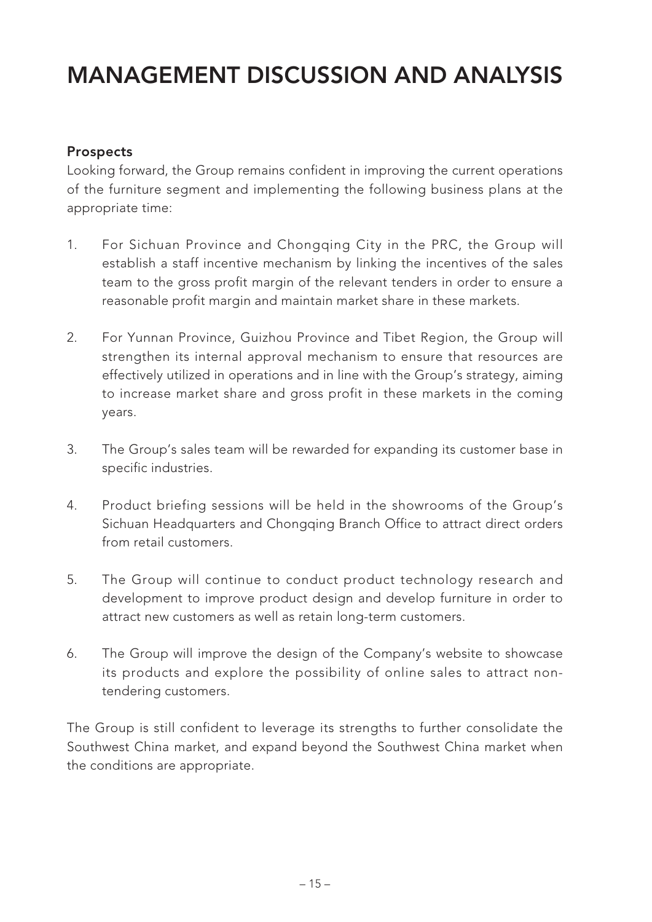# MANAGEMENT DISCUSSION AND ANALYSIS

**Prospects**

Looking forward, the Group remains confident in improving the current operations of the furniture segment and implementing the following business plans at the appropriate time:

1. For Sichuan Province and Chongqing City in the PRC, the Group will establish a staff incentive mechanism by linking the incentives of the sales team to the gross profit margin of the relevant tenders in order to ensure a reasonable profit margin and maintain market share in these markets.

2. For Yunnan Province, Guizhou Province and Tibet Region, the Group will strengthen its internal approval mechanism to ensure that resources are effectively utilized in operations and in line with the Group's strategy, aiming to increase market share and gross profit in these markets in the coming years.

3. The Group's sales team will be rewarded for expanding its customer base in specific industries.

4. Product briefing sessions will be held in the showrooms of the Group's Sichuan Headquarters and Chongqing Branch Office to attract direct orders from retail customers.

5. The Group will continue to conduct product technology research and development to improve product design and develop furniture in order to attract new customers as well as retain long-term customers.

6. The Group will improve the design of the Company's website to showcase its products and explore the possibility of online sales to attract non-tendering customers.

The Group is still confident to leverage its strengths to further consolidate the Southwest China market, and expand beyond the Southwest China market when the conditions are appropriate.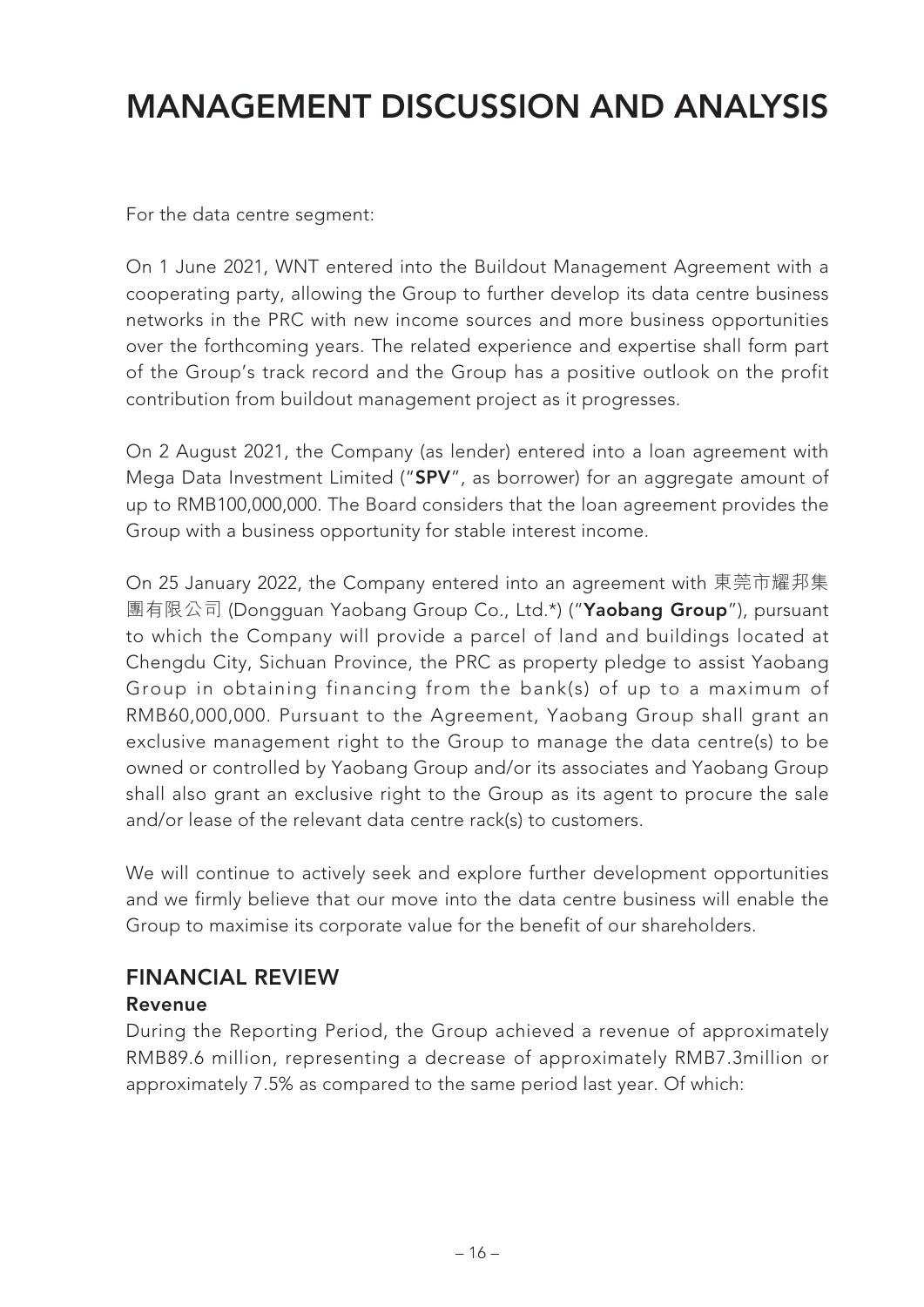# MANAGEMENT DISCUSSION AND ANALYSIS

For the data centre segment:

On 1 June 2021, WNT entered into the Buildout Management Agreement with a cooperating party, allowing the Group to further develop its data centre business networks in the PRC with new income sources and more business opportunities over the forthcoming years. The related experience and expertise shall form part of the Group's track record and the Group has a positive outlook on the profit contribution from buildout management project as it progresses.

On 2 August 2021, the Company (as lender) entered into a loan agreement with Mega Data Investment Limited ("**SPV**", as borrower) for an aggregate amount of up to RMB100,000,000. The Board considers that the loan agreement provides the Group with a business opportunity for stable interest income.

On 25 January 2022, the Company entered into an agreement with 東莞市耀邦集團有限公司 (Dongguan Yaobang Group Co., Ltd.*) ("**Yaobang Group**"), pursuant to which the Company will provide a parcel of land and buildings located at Chengdu City, Sichuan Province, the PRC as property pledge to assist Yaobang Group in obtaining financing from the bank(s) of up to a maximum of RMB60,000,000. Pursuant to the Agreement, Yaobang Group shall grant an exclusive management right to the Group to manage the data centre(s) to be owned or controlled by Yaobang Group and/or its associates and Yaobang Group shall also grant an exclusive right to the Group as its agent to procure the sale and/or lease of the relevant data centre rack(s) to customers.

We will continue to actively seek and explore further development opportunities and we firmly believe that our move into the data centre business will enable the Group to maximise its corporate value for the benefit of our shareholders.

## FINANCIAL REVIEW

### Revenue

During the Reporting Period, the Group achieved a revenue of approximately RMB89.6 million, representing a decrease of approximately RMB7.3million or approximately 7.5% as compared to the same period last year. Of which: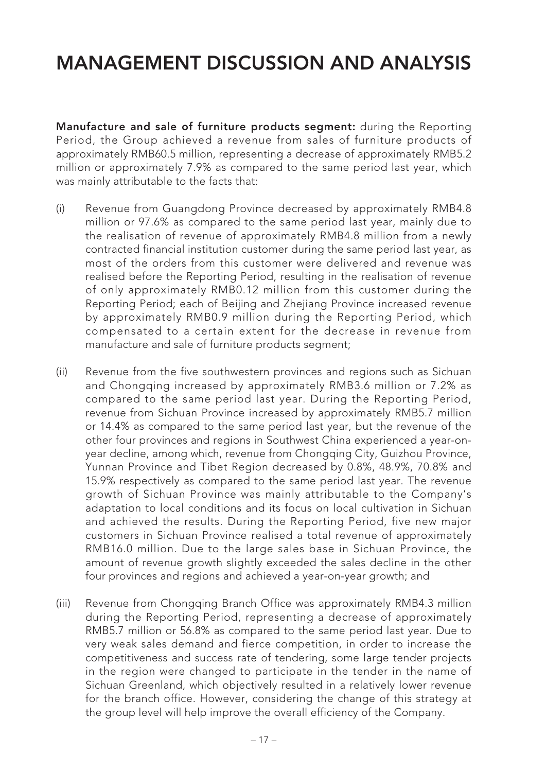# MANAGEMENT DISCUSSION AND ANALYSIS

**Manufacture and sale of furniture products segment:** during the Reporting Period, the Group achieved a revenue from sales of furniture products of approximately RMB60.5 million, representing a decrease of approximately RMB5.2 million or approximately 7.9% as compared to the same period last year, which was mainly attributable to the facts that:

(i) Revenue from Guangdong Province decreased by approximately RMB4.8 million or 97.6% as compared to the same period last year, mainly due to the realisation of revenue of approximately RMB4.8 million from a newly contracted financial institution customer during the same period last year, as most of the orders from this customer were delivered and revenue was realised before the Reporting Period, resulting in the realisation of revenue of only approximately RMB0.12 million from this customer during the Reporting Period; each of Beijing and Zhejiang Province increased revenue by approximately RMB0.9 million during the Reporting Period, which compensated to a certain extent for the decrease in revenue from manufacture and sale of furniture products segment;

(ii) Revenue from the five southwestern provinces and regions such as Sichuan and Chongqing increased by approximately RMB3.6 million or 7.2% as compared to the same period last year. During the Reporting Period, revenue from Sichuan Province increased by approximately RMB5.7 million or 14.4% as compared to the same period last year, but the revenue of the other four provinces and regions in Southwest China experienced a year-on-year decline, among which, revenue from Chongqing City, Guizhou Province, Yunnan Province and Tibet Region decreased by 0.8%, 48.9%, 70.8% and 15.9% respectively as compared to the same period last year. The revenue growth of Sichuan Province was mainly attributable to the Company's adaptation to local conditions and its focus on local cultivation in Sichuan and achieved the results. During the Reporting Period, five new major customers in Sichuan Province realised a total revenue of approximately RMB16.0 million. Due to the large sales base in Sichuan Province, the amount of revenue growth slightly exceeded the sales decline in the other four provinces and regions and achieved a year-on-year growth; and

(iii) Revenue from Chongqing Branch Office was approximately RMB4.3 million during the Reporting Period, representing a decrease of approximately RMB5.7 million or 56.8% as compared to the same period last year. Due to very weak sales demand and fierce competition, in order to increase the competitiveness and success rate of tendering, some large tender projects in the region were changed to participate in the tender in the name of Sichuan Greenland, which objectively resulted in a relatively lower revenue for the branch office. However, considering the change of this strategy at the group level will help improve the overall efficiency of the Company.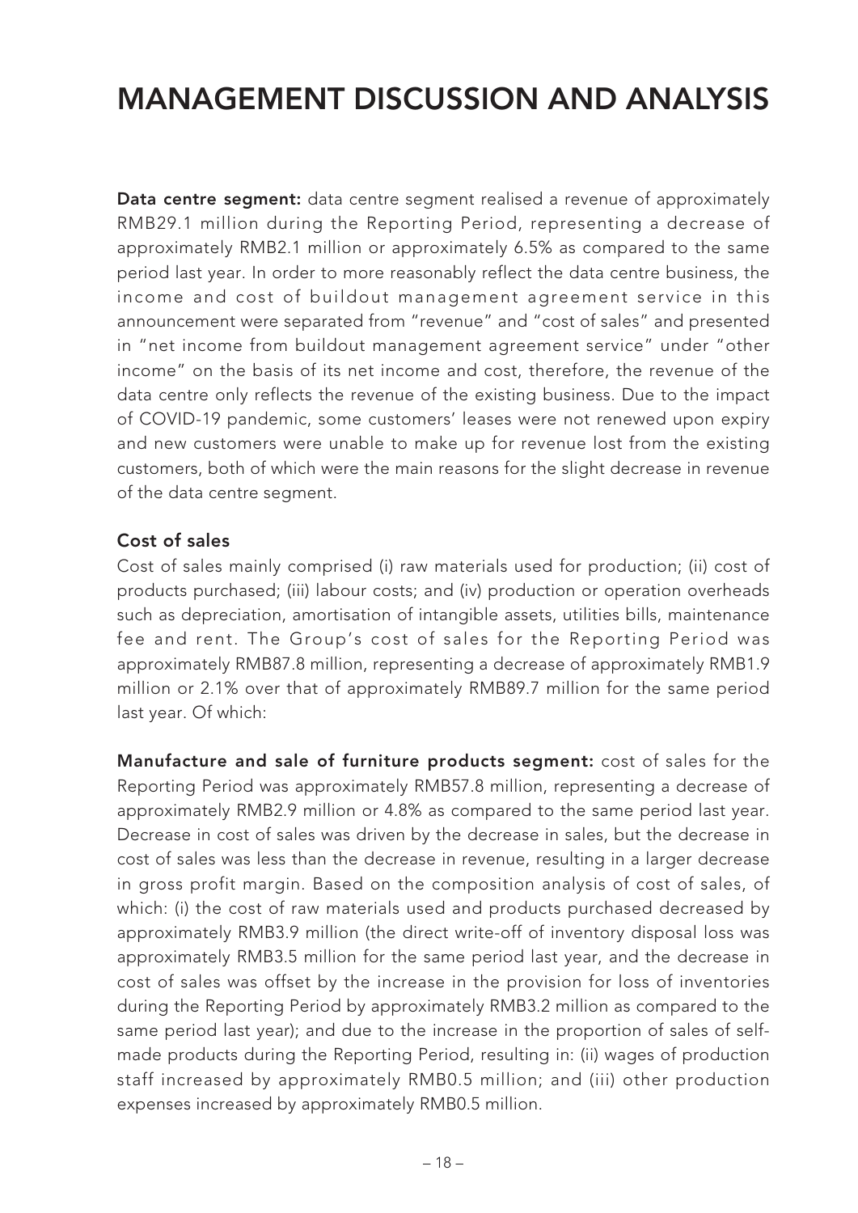# MANAGEMENT DISCUSSION AND ANALYSIS

**Data centre segment:** data centre segment realised a revenue of approximately RMB29.1 million during the Reporting Period, representing a decrease of approximately RMB2.1 million or approximately 6.5% as compared to the same period last year. In order to more reasonably reflect the data centre business, the income and cost of buildout management agreement service in this announcement were separated from "revenue" and "cost of sales" and presented in "net income from buildout management agreement service" under "other income" on the basis of its net income and cost, therefore, the revenue of the data centre only reflects the revenue of the existing business. Due to the impact of COVID-19 pandemic, some customers' leases were not renewed upon expiry and new customers were unable to make up for revenue lost from the existing customers, both of which were the main reasons for the slight decrease in revenue of the data centre segment.

### Cost of sales

Cost of sales mainly comprised (i) raw materials used for production; (ii) cost of products purchased; (iii) labour costs; and (iv) production or operation overheads such as depreciation, amortisation of intangible assets, utilities bills, maintenance fee and rent. The Group's cost of sales for the Reporting Period was approximately RMB87.8 million, representing a decrease of approximately RMB1.9 million or 2.1% over that of approximately RMB89.7 million for the same period last year. Of which:

**Manufacture and sale of furniture products segment:** cost of sales for the Reporting Period was approximately RMB57.8 million, representing a decrease of approximately RMB2.9 million or 4.8% as compared to the same period last year. Decrease in cost of sales was driven by the decrease in sales, but the decrease in cost of sales was less than the decrease in revenue, resulting in a larger decrease in gross profit margin. Based on the composition analysis of cost of sales, of which: (i) the cost of raw materials used and products purchased decreased by approximately RMB3.9 million (the direct write-off of inventory disposal loss was approximately RMB3.5 million for the same period last year, and the decrease in cost of sales was offset by the increase in the provision for loss of inventories during the Reporting Period by approximately RMB3.2 million as compared to the same period last year); and due to the increase in the proportion of sales of self-made products during the Reporting Period, resulting in: (ii) wages of production staff increased by approximately RMB0.5 million; and (iii) other production expenses increased by approximately RMB0.5 million.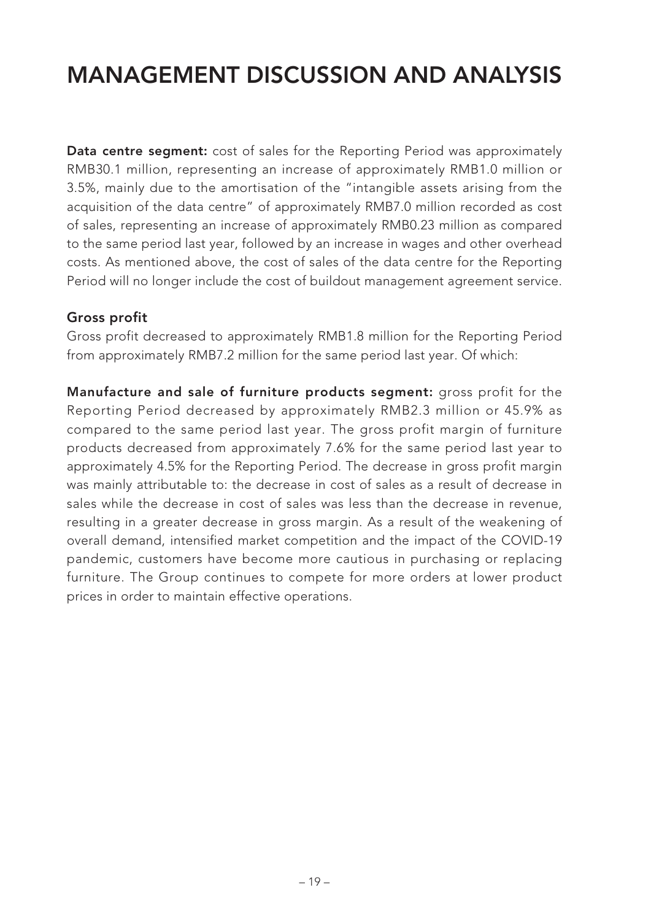# MANAGEMENT DISCUSSION AND ANALYSIS

**Data centre segment:** cost of sales for the Reporting Period was approximately RMB30.1 million, representing an increase of approximately RMB1.0 million or 3.5%, mainly due to the amortisation of the "intangible assets arising from the acquisition of the data centre" of approximately RMB7.0 million recorded as cost of sales, representing an increase of approximately RMB0.23 million as compared to the same period last year, followed by an increase in wages and other overhead costs. As mentioned above, the cost of sales of the data centre for the Reporting Period will no longer include the cost of buildout management agreement service.

### Gross profit

Gross profit decreased to approximately RMB1.8 million for the Reporting Period from approximately RMB7.2 million for the same period last year. Of which:

**Manufacture and sale of furniture products segment:** gross profit for the Reporting Period decreased by approximately RMB2.3 million or 45.9% as compared to the same period last year. The gross profit margin of furniture products decreased from approximately 7.6% for the same period last year to approximately 4.5% for the Reporting Period. The decrease in gross profit margin was mainly attributable to: the decrease in cost of sales as a result of decrease in sales while the decrease in cost of sales was less than the decrease in revenue, resulting in a greater decrease in gross margin. As a result of the weakening of overall demand, intensified market competition and the impact of the COVID-19 pandemic, customers have become more cautious in purchasing or replacing furniture. The Group continues to compete for more orders at lower product prices in order to maintain effective operations.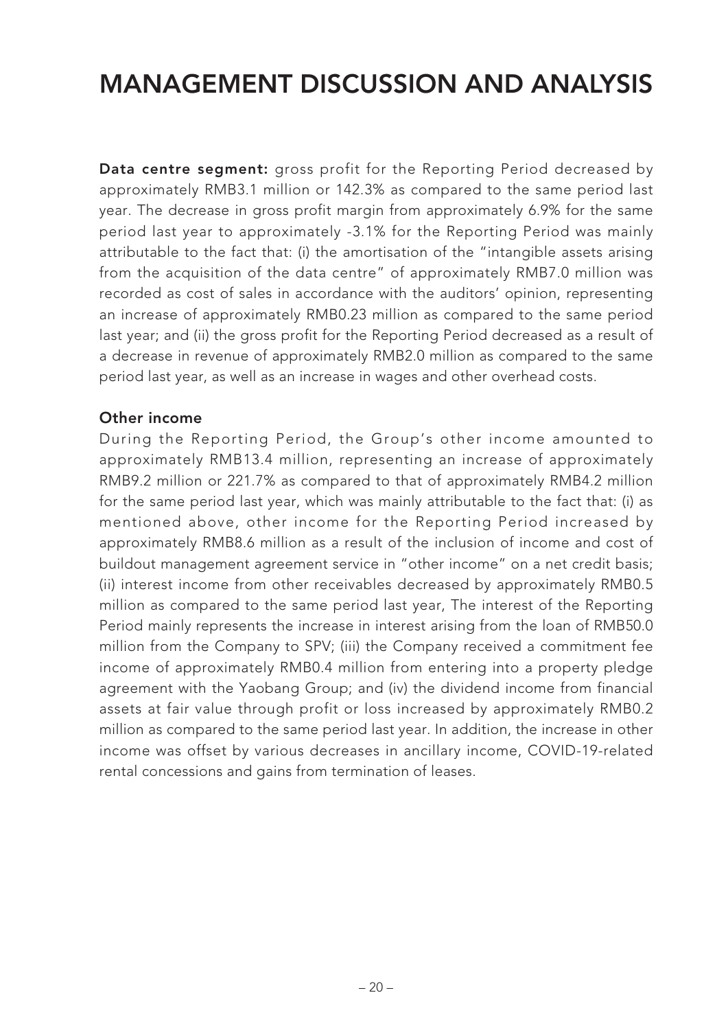# MANAGEMENT DISCUSSION AND ANALYSIS

**Data centre segment:** gross profit for the Reporting Period decreased by approximately RMB3.1 million or 142.3% as compared to the same period last year. The decrease in gross profit margin from approximately 6.9% for the same period last year to approximately -3.1% for the Reporting Period was mainly attributable to the fact that: (i) the amortisation of the "intangible assets arising from the acquisition of the data centre" of approximately RMB7.0 million was recorded as cost of sales in accordance with the auditors' opinion, representing an increase of approximately RMB0.23 million as compared to the same period last year; and (ii) the gross profit for the Reporting Period decreased as a result of a decrease in revenue of approximately RMB2.0 million as compared to the same period last year, as well as an increase in wages and other overhead costs.

### Other income

During the Reporting Period, the Group's other income amounted to approximately RMB13.4 million, representing an increase of approximately RMB9.2 million or 221.7% as compared to that of approximately RMB4.2 million for the same period last year, which was mainly attributable to the fact that: (i) as mentioned above, other income for the Reporting Period increased by approximately RMB8.6 million as a result of the inclusion of income and cost of buildout management agreement service in "other income" on a net credit basis; (ii) interest income from other receivables decreased by approximately RMB0.5 million as compared to the same period last year, The interest of the Reporting Period mainly represents the increase in interest arising from the loan of RMB50.0 million from the Company to SPV; (iii) the Company received a commitment fee income of approximately RMB0.4 million from entering into a property pledge agreement with the Yaobang Group; and (iv) the dividend income from financial assets at fair value through profit or loss increased by approximately RMB0.2 million as compared to the same period last year. In addition, the increase in other income was offset by various decreases in ancillary income, COVID-19-related rental concessions and gains from termination of leases.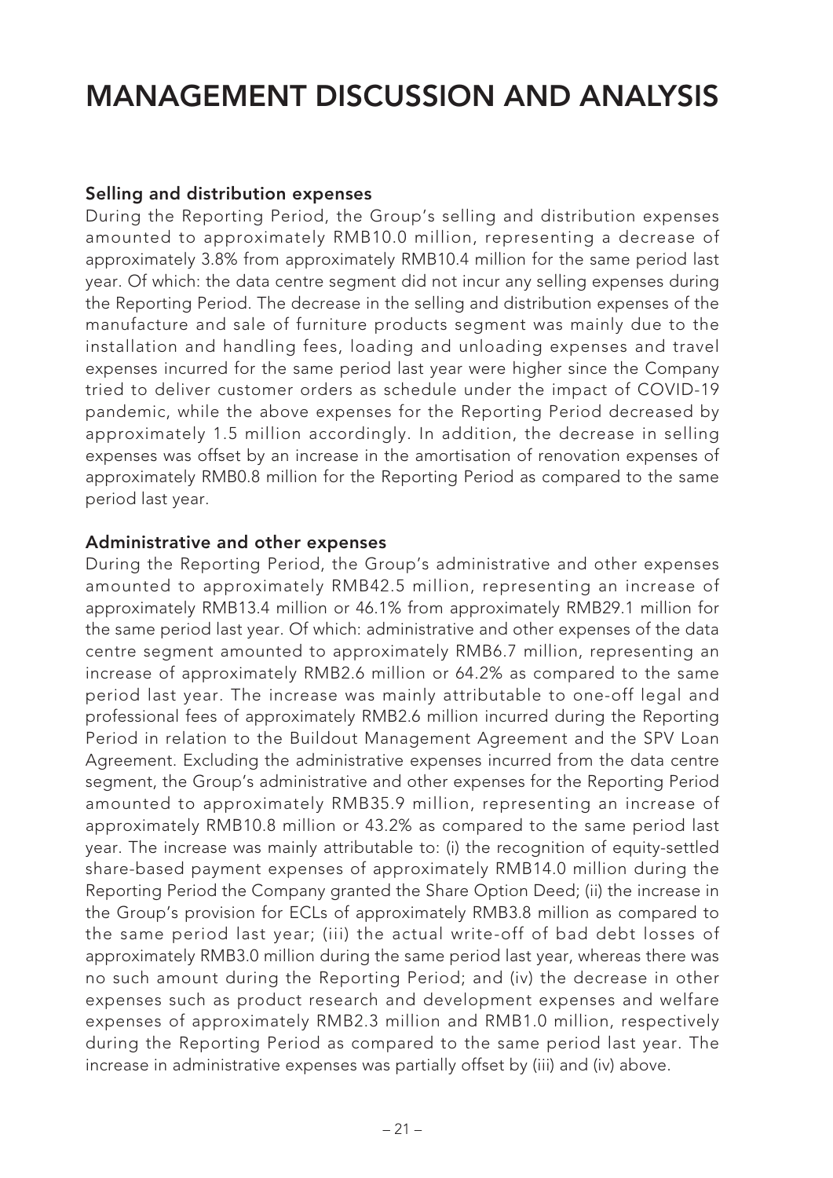# MANAGEMENT DISCUSSION AND ANALYSIS

### Selling and distribution expenses

During the Reporting Period, the Group's selling and distribution expenses amounted to approximately RMB10.0 million, representing a decrease of approximately 3.8% from approximately RMB10.4 million for the same period last year. Of which: the data centre segment did not incur any selling expenses during the Reporting Period. The decrease in the selling and distribution expenses of the manufacture and sale of furniture products segment was mainly due to the installation and handling fees, loading and unloading expenses and travel expenses incurred for the same period last year were higher since the Company tried to deliver customer orders as schedule under the impact of COVID-19 pandemic, while the above expenses for the Reporting Period decreased by approximately 1.5 million accordingly. In addition, the decrease in selling expenses was offset by an increase in the amortisation of renovation expenses of approximately RMB0.8 million for the Reporting Period as compared to the same period last year.

### Administrative and other expenses

During the Reporting Period, the Group's administrative and other expenses amounted to approximately RMB42.5 million, representing an increase of approximately RMB13.4 million or 46.1% from approximately RMB29.1 million for the same period last year. Of which: administrative and other expenses of the data centre segment amounted to approximately RMB6.7 million, representing an increase of approximately RMB2.6 million or 64.2% as compared to the same period last year. The increase was mainly attributable to one-off legal and professional fees of approximately RMB2.6 million incurred during the Reporting Period in relation to the Buildout Management Agreement and the SPV Loan Agreement. Excluding the administrative expenses incurred from the data centre segment, the Group's administrative and other expenses for the Reporting Period amounted to approximately RMB35.9 million, representing an increase of approximately RMB10.8 million or 43.2% as compared to the same period last year. The increase was mainly attributable to: (i) the recognition of equity-settled share-based payment expenses of approximately RMB14.0 million during the Reporting Period the Company granted the Share Option Deed; (ii) the increase in the Group's provision for ECLs of approximately RMB3.8 million as compared to the same period last year; (iii) the actual write-off of bad debt losses of approximately RMB3.0 million during the same period last year, whereas there was no such amount during the Reporting Period; and (iv) the decrease in other expenses such as product research and development expenses and welfare expenses of approximately RMB2.3 million and RMB1.0 million, respectively during the Reporting Period as compared to the same period last year. The increase in administrative expenses was partially offset by (iii) and (iv) above.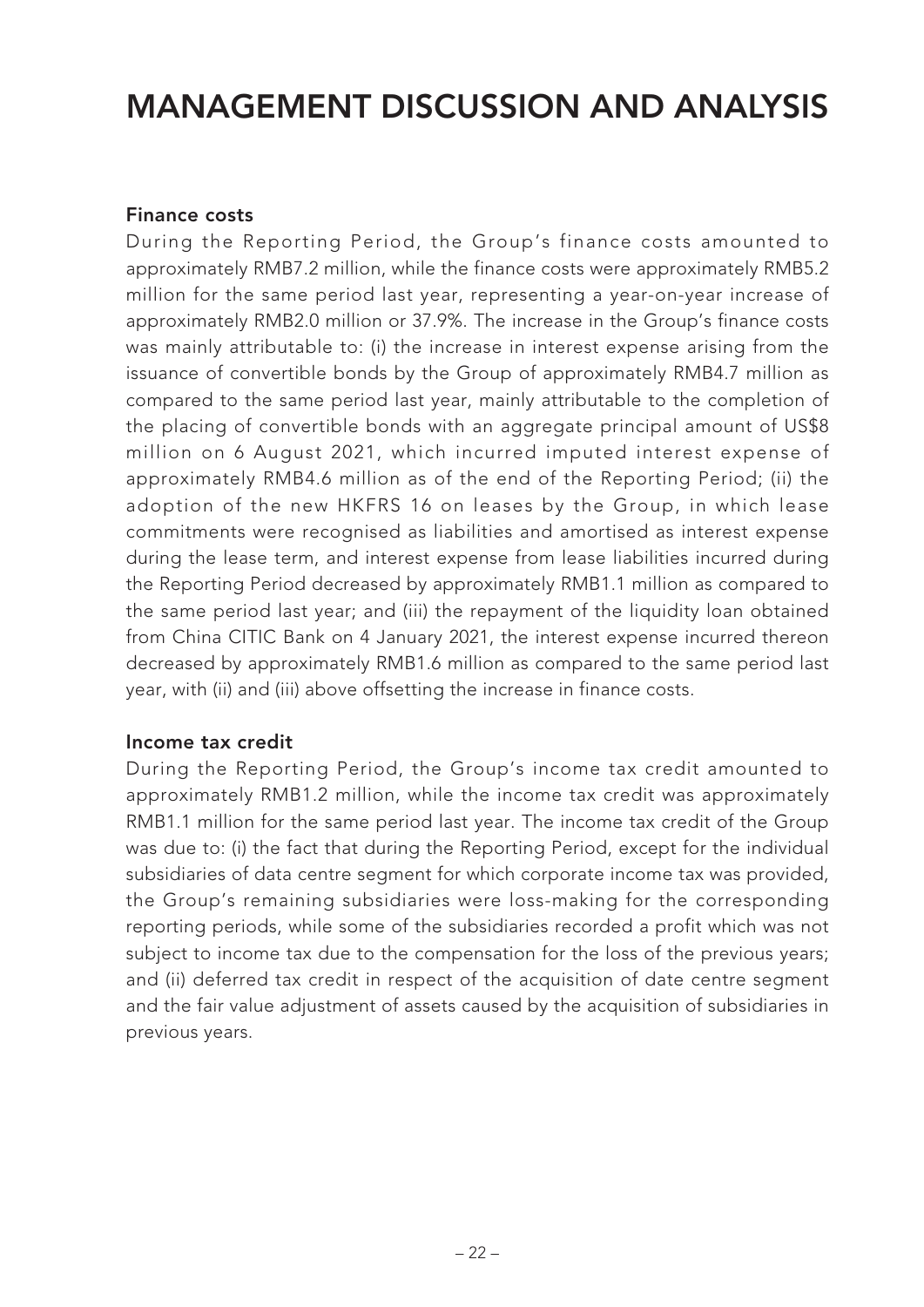# MANAGEMENT DISCUSSION AND ANALYSIS

### Finance costs

During the Reporting Period, the Group's finance costs amounted to approximately RMB7.2 million, while the finance costs were approximately RMB5.2 million for the same period last year, representing a year-on-year increase of approximately RMB2.0 million or 37.9%. The increase in the Group's finance costs was mainly attributable to: (i) the increase in interest expense arising from the issuance of convertible bonds by the Group of approximately RMB4.7 million as compared to the same period last year, mainly attributable to the completion of the placing of convertible bonds with an aggregate principal amount of US$8 million on 6 August 2021, which incurred imputed interest expense of approximately RMB4.6 million as of the end of the Reporting Period; (ii) the adoption of the new HKFRS 16 on leases by the Group, in which lease commitments were recognised as liabilities and amortised as interest expense during the lease term, and interest expense from lease liabilities incurred during the Reporting Period decreased by approximately RMB1.1 million as compared to the same period last year; and (iii) the repayment of the liquidity loan obtained from China CITIC Bank on 4 January 2021, the interest expense incurred thereon decreased by approximately RMB1.6 million as compared to the same period last year, with (ii) and (iii) above offsetting the increase in finance costs.

### Income tax credit

During the Reporting Period, the Group's income tax credit amounted to approximately RMB1.2 million, while the income tax credit was approximately RMB1.1 million for the same period last year. The income tax credit of the Group was due to: (i) the fact that during the Reporting Period, except for the individual subsidiaries of data centre segment for which corporate income tax was provided, the Group's remaining subsidiaries were loss-making for the corresponding reporting periods, while some of the subsidiaries recorded a profit which was not subject to income tax due to the compensation for the loss of the previous years; and (ii) deferred tax credit in respect of the acquisition of date centre segment and the fair value adjustment of assets caused by the acquisition of subsidiaries in previous years.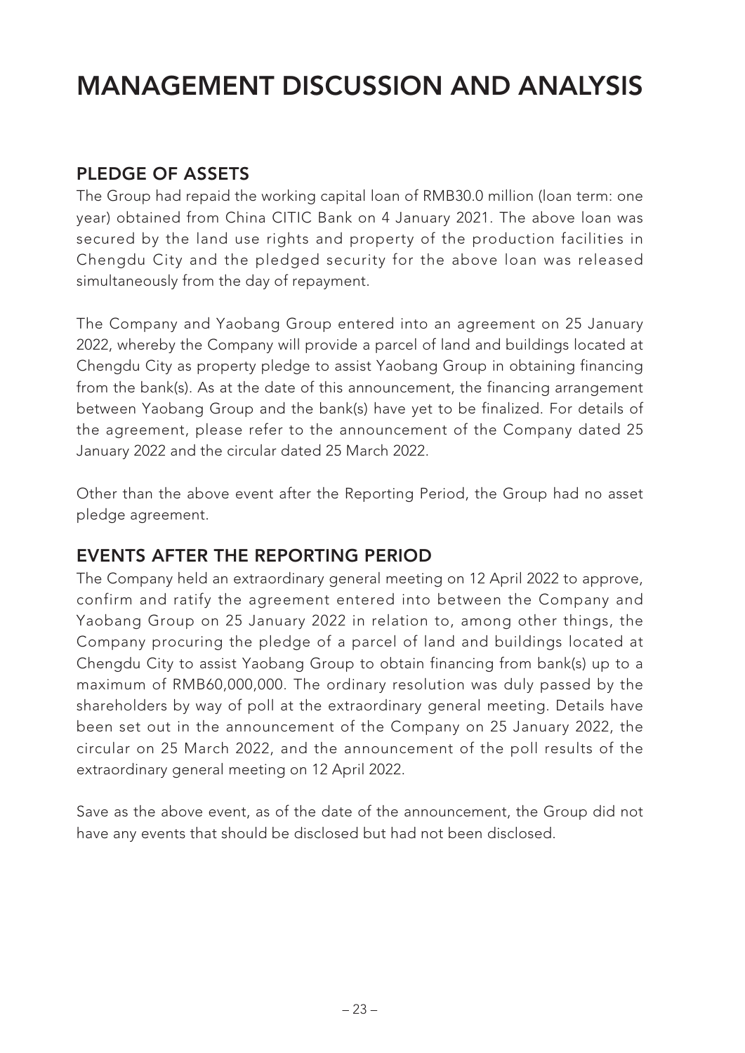# MANAGEMENT DISCUSSION AND ANALYSIS

## PLEDGE OF ASSETS

The Group had repaid the working capital loan of RMB30.0 million (loan term: one year) obtained from China CITIC Bank on 4 January 2021. The above loan was secured by the land use rights and property of the production facilities in Chengdu City and the pledged security for the above loan was released simultaneously from the day of repayment.

The Company and Yaobang Group entered into an agreement on 25 January 2022, whereby the Company will provide a parcel of land and buildings located at Chengdu City as property pledge to assist Yaobang Group in obtaining financing from the bank(s). As at the date of this announcement, the financing arrangement between Yaobang Group and the bank(s) have yet to be finalized. For details of the agreement, please refer to the announcement of the Company dated 25 January 2022 and the circular dated 25 March 2022.

Other than the above event after the Reporting Period, the Group had no asset pledge agreement.

## EVENTS AFTER THE REPORTING PERIOD

The Company held an extraordinary general meeting on 12 April 2022 to approve, confirm and ratify the agreement entered into between the Company and Yaobang Group on 25 January 2022 in relation to, among other things, the Company procuring the pledge of a parcel of land and buildings located at Chengdu City to assist Yaobang Group to obtain financing from bank(s) up to a maximum of RMB60,000,000. The ordinary resolution was duly passed by the shareholders by way of poll at the extraordinary general meeting. Details have been set out in the announcement of the Company on 25 January 2022, the circular on 25 March 2022, and the announcement of the poll results of the extraordinary general meeting on 12 April 2022.

Save as the above event, as of the date of the announcement, the Group did not have any events that should be disclosed but had not been disclosed.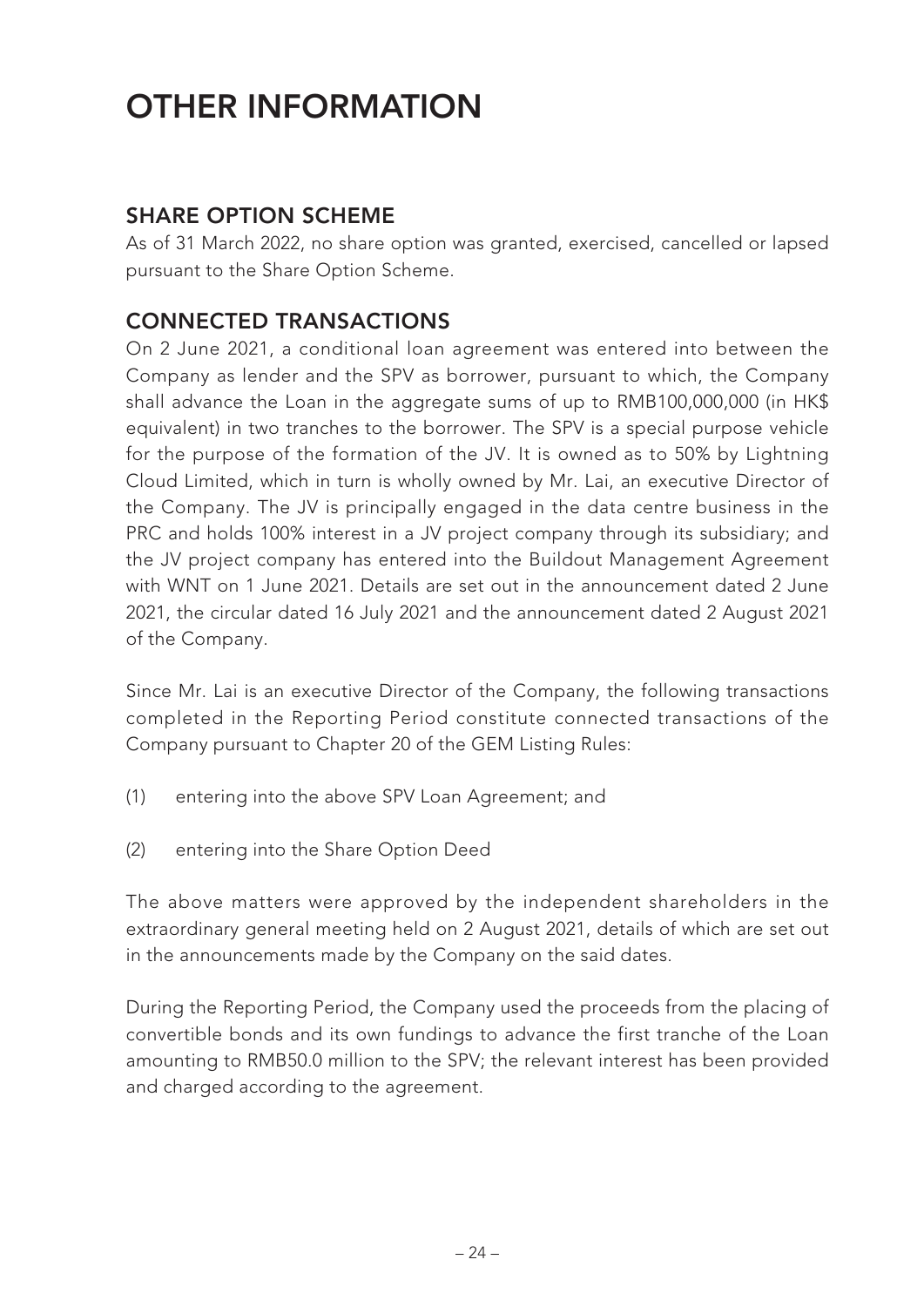# OTHER INFORMATION

## SHARE OPTION SCHEME

As of 31 March 2022, no share option was granted, exercised, cancelled or lapsed pursuant to the Share Option Scheme.

## CONNECTED TRANSACTIONS

On 2 June 2021, a conditional loan agreement was entered into between the Company as lender and the SPV as borrower, pursuant to which, the Company shall advance the Loan in the aggregate sums of up to RMB100,000,000 (in HK$ equivalent) in two tranches to the borrower. The SPV is a special purpose vehicle for the purpose of the formation of the JV. It is owned as to 50% by Lightning Cloud Limited, which in turn is wholly owned by Mr. Lai, an executive Director of the Company. The JV is principally engaged in the data centre business in the PRC and holds 100% interest in a JV project company through its subsidiary; and the JV project company has entered into the Buildout Management Agreement with WNT on 1 June 2021. Details are set out in the announcement dated 2 June 2021, the circular dated 16 July 2021 and the announcement dated 2 August 2021 of the Company.

Since Mr. Lai is an executive Director of the Company, the following transactions completed in the Reporting Period constitute connected transactions of the Company pursuant to Chapter 20 of the GEM Listing Rules:

(1) entering into the above SPV Loan Agreement; and

(2) entering into the Share Option Deed

The above matters were approved by the independent shareholders in the extraordinary general meeting held on 2 August 2021, details of which are set out in the announcements made by the Company on the said dates.

During the Reporting Period, the Company used the proceeds from the placing of convertible bonds and its own fundings to advance the first tranche of the Loan amounting to RMB50.0 million to the SPV; the relevant interest has been provided and charged according to the agreement.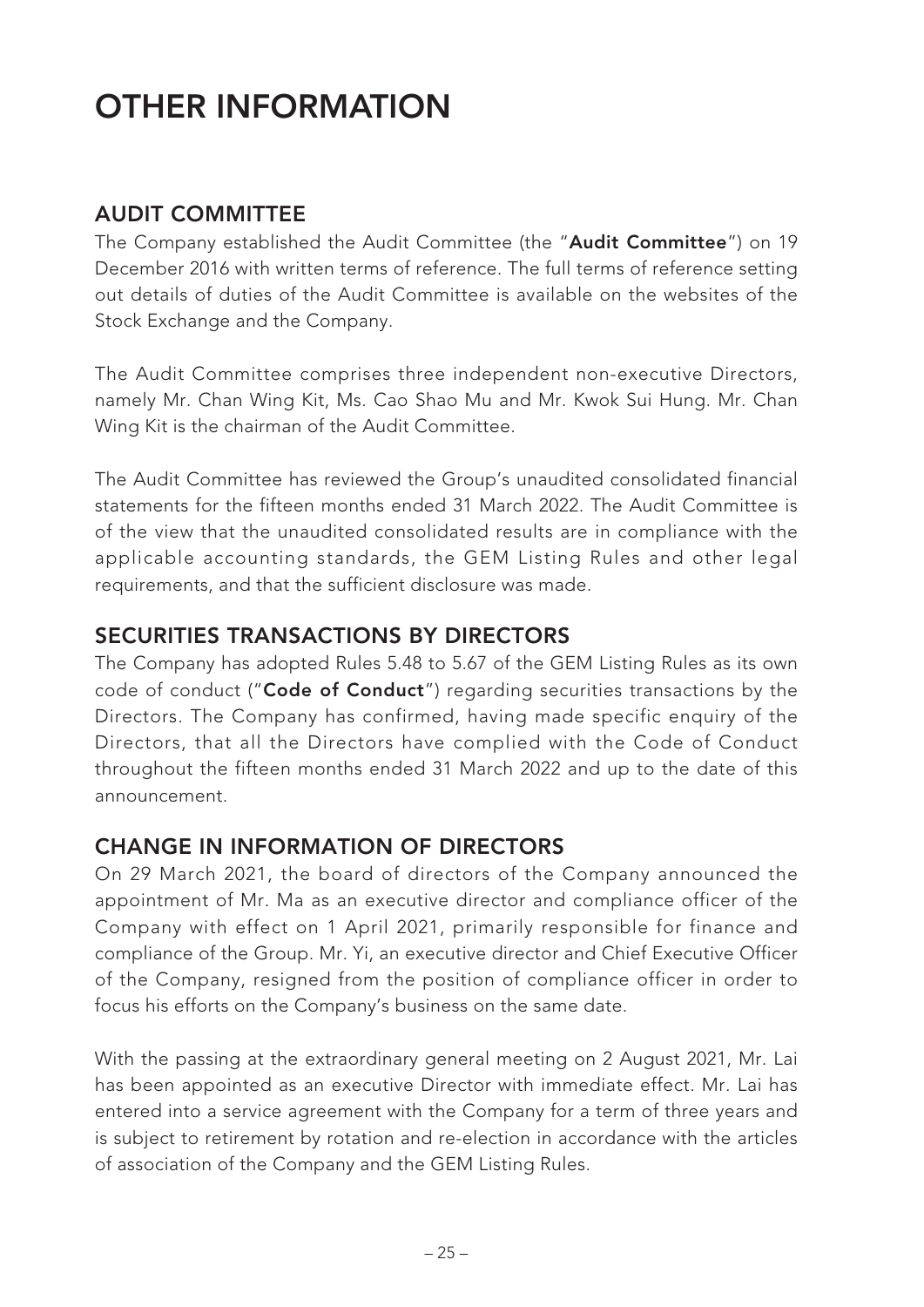# OTHER INFORMATION

## AUDIT COMMITTEE

The Company established the Audit Committee (the "**Audit Committee**") on 19 December 2016 with written terms of reference. The full terms of reference setting out details of duties of the Audit Committee is available on the websites of the Stock Exchange and the Company.

The Audit Committee comprises three independent non-executive Directors, namely Mr. Chan Wing Kit, Ms. Cao Shao Mu and Mr. Kwok Sui Hung. Mr. Chan Wing Kit is the chairman of the Audit Committee.

The Audit Committee has reviewed the Group's unaudited consolidated financial statements for the fifteen months ended 31 March 2022. The Audit Committee is of the view that the unaudited consolidated results are in compliance with the applicable accounting standards, the GEM Listing Rules and other legal requirements, and that the sufficient disclosure was made.

## SECURITIES TRANSACTIONS BY DIRECTORS

The Company has adopted Rules 5.48 to 5.67 of the GEM Listing Rules as its own code of conduct ("**Code of Conduct**") regarding securities transactions by the Directors. The Company has confirmed, having made specific enquiry of the Directors, that all the Directors have complied with the Code of Conduct throughout the fifteen months ended 31 March 2022 and up to the date of this announcement.

## CHANGE IN INFORMATION OF DIRECTORS

On 29 March 2021, the board of directors of the Company announced the appointment of Mr. Ma as an executive director and compliance officer of the Company with effect on 1 April 2021, primarily responsible for finance and compliance of the Group. Mr. Yi, an executive director and Chief Executive Officer of the Company, resigned from the position of compliance officer in order to focus his efforts on the Company's business on the same date.

With the passing at the extraordinary general meeting on 2 August 2021, Mr. Lai has been appointed as an executive Director with immediate effect. Mr. Lai has entered into a service agreement with the Company for a term of three years and is subject to retirement by rotation and re-election in accordance with the articles of association of the Company and the GEM Listing Rules.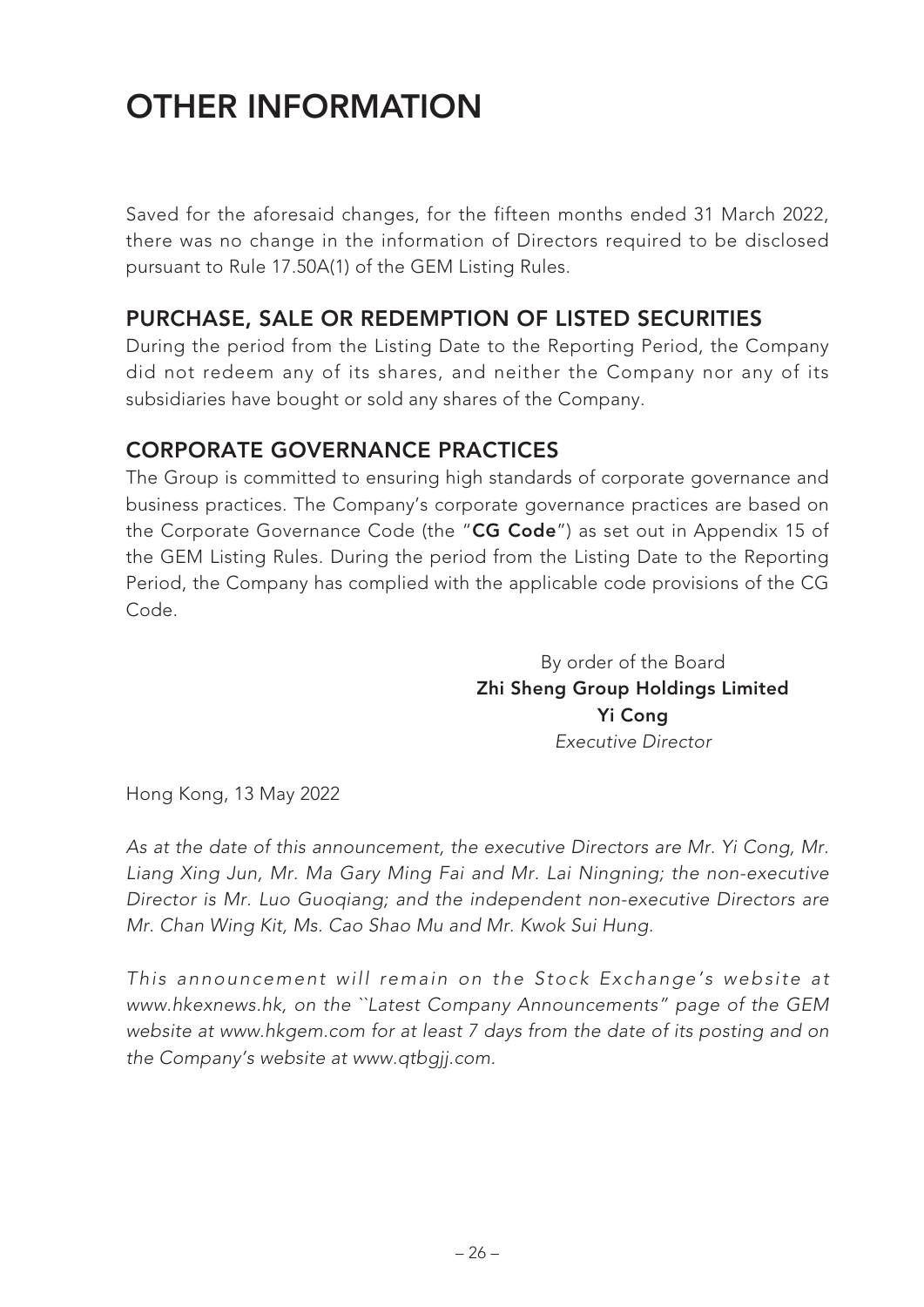# OTHER INFORMATION

Saved for the aforesaid changes, for the fifteen months ended 31 March 2022, there was no change in the information of Directors required to be disclosed pursuant to Rule 17.50A(1) of the GEM Listing Rules.

## PURCHASE, SALE OR REDEMPTION OF LISTED SECURITIES

During the period from the Listing Date to the Reporting Period, the Company did not redeem any of its shares, and neither the Company nor any of its subsidiaries have bought or sold any shares of the Company.

## CORPORATE GOVERNANCE PRACTICES

The Group is committed to ensuring high standards of corporate governance and business practices. The Company's corporate governance practices are based on the Corporate Governance Code (the "**CG Code**") as set out in Appendix 15 of the GEM Listing Rules. During the period from the Listing Date to the Reporting Period, the Company has complied with the applicable code provisions of the CG Code.

By order of the Board
**Zhi Sheng Group Holdings Limited**
**Yi Cong**
*Executive Director*

Hong Kong, 13 May 2022

*As at the date of this announcement, the executive Directors are Mr. Yi Cong, Mr. Liang Xing Jun, Mr. Ma Gary Ming Fai and Mr. Lai Ningning; the non-executive Director is Mr. Luo Guoqiang; and the independent non-executive Directors are Mr. Chan Wing Kit, Ms. Cao Shao Mu and Mr. Kwok Sui Hung.*

*This announcement will remain on the Stock Exchange's website at www.hkexnews.hk, on the ``Latest Company Announcements" page of the GEM website at www.hkgem.com for at least 7 days from the date of its posting and on the Company's website at www.qtbgjj.com.*